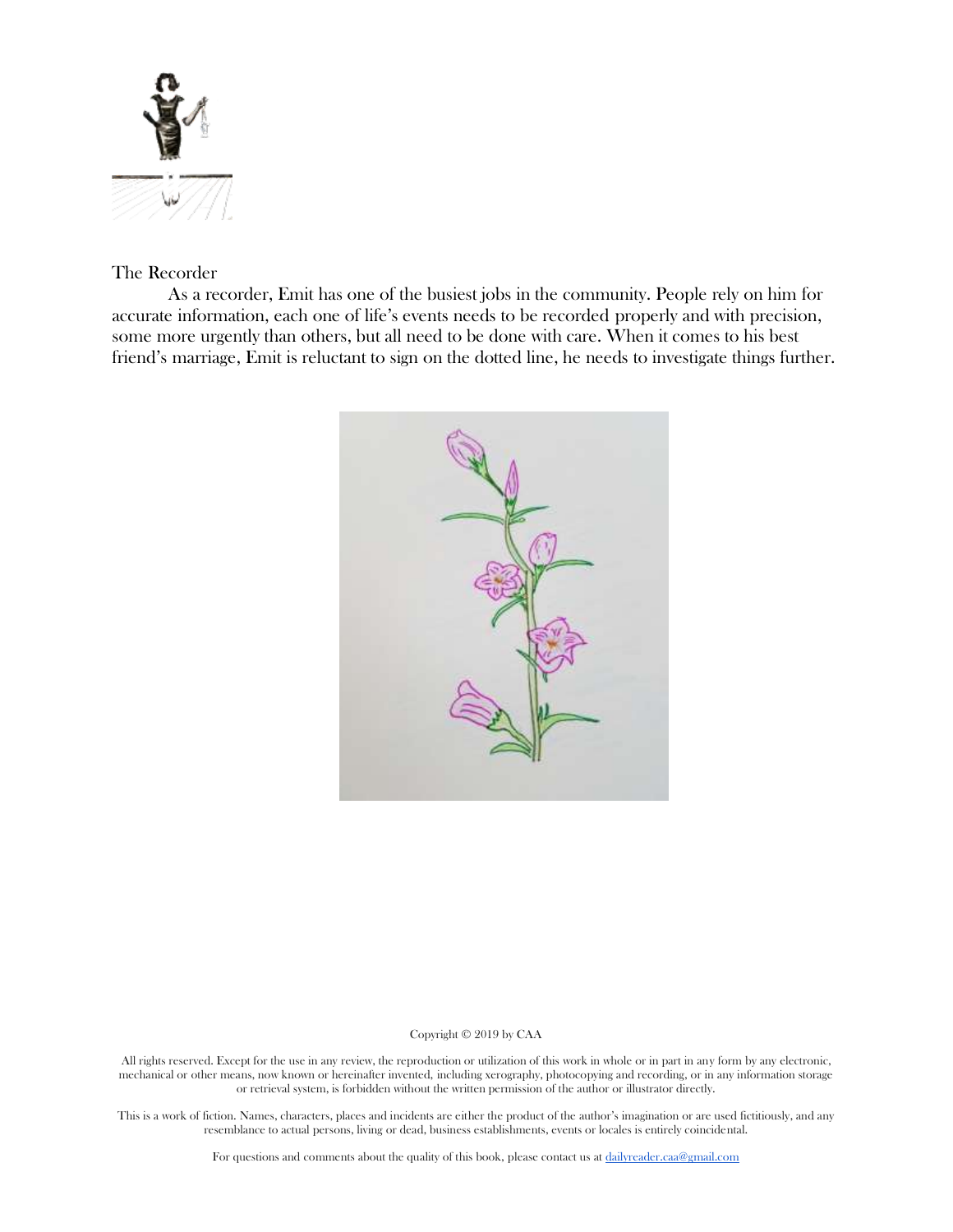# The Recorder

As a recorder, Emit has one of the busiest jobs in the community. People rely on him for accurate information, each one of life's events needs to be recorded properly and with precision, some more urgently than others, but all need to be done with care. When it comes to his best friend's marriage, Emit is reluctant to sign on the dotted line, he needs to investigate things further.

Copyright © 2019 by CAA

All rights reserved. Except for the use in any review, the reproduction or utilization of this work in whole or in part in any form by any electronic, mechanical or other means, now known or hereinafter invented, including xerography, photocopying and recording, or in any information storage or retrieval system, is forbidden without the written permission of the author or illustrator directly.

This is a work of fiction. Names, characters, places and incidents are either the product of the author's imagination or are used fictitiously, and any resemblance to actual persons, living or dead, business establishments, events or locales is entirely coincidental.

For questions and comments about the quality of this book, please contact us at dailyreader.caa@gmail.com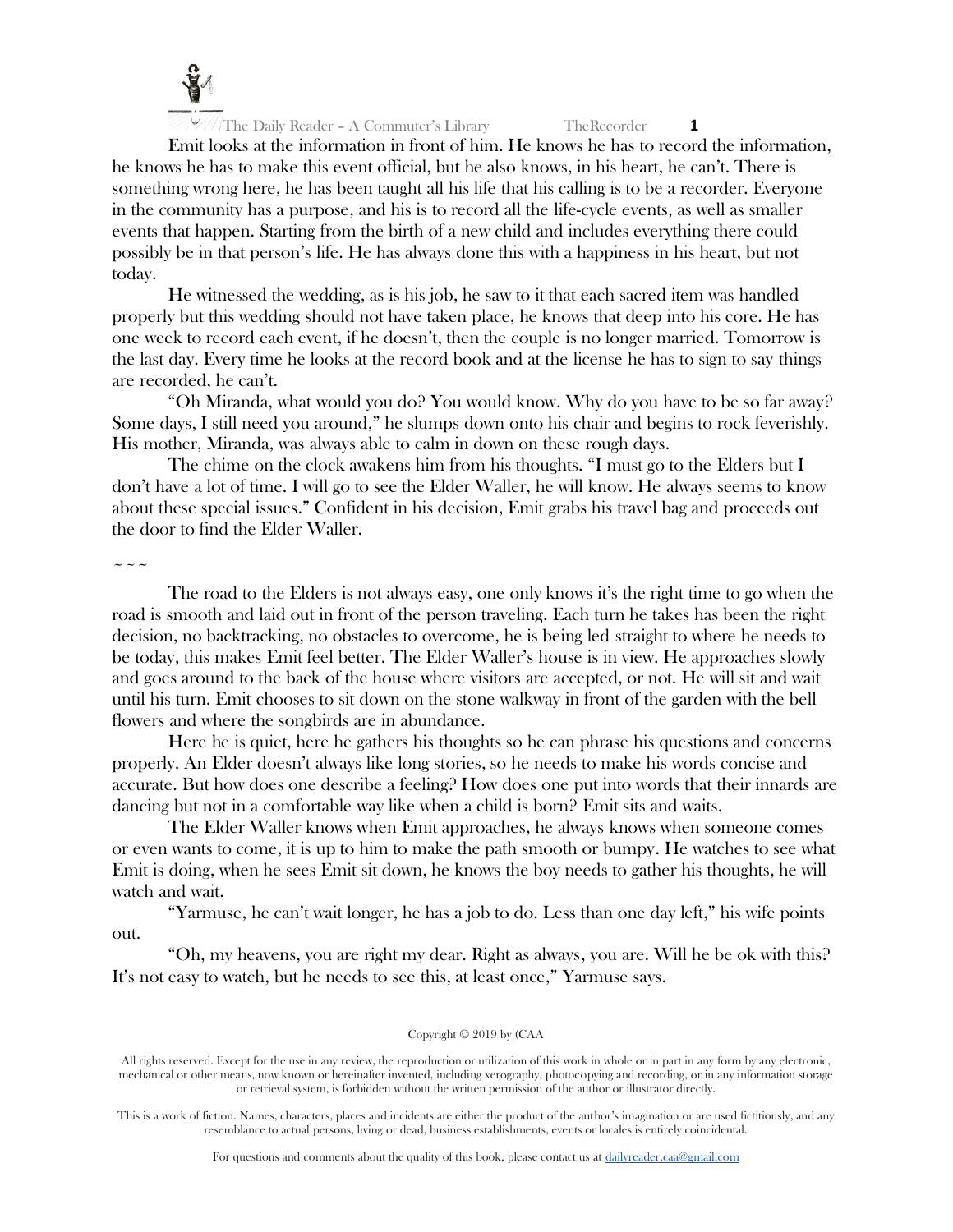Emit looks at the information in front of him. He knows he has to record the information, he knows he has to make this event official, but he also knows, in his heart, he can't. There is something wrong here, he has been taught all his life that his calling is to be a recorder. Everyone in the community has a purpose, and his is to record all the life-cycle events, as well as smaller events that happen. Starting from the birth of a new child and includes everything there could possibly be in that person's life. He has always done this with a happiness in his heart, but not today.

He witnessed the wedding, as is his job, he saw to it that each sacred item was handled properly but this wedding should not have taken place, he knows that deep into his core. He has one week to record each event, if he doesn't, then the couple is no longer married. Tomorrow is the last day. Every time he looks at the record book and at the license he has to sign to say things are recorded, he can't.

"Oh Miranda, what would you do? You would know. Why do you have to be so far away? Some days, I still need you around," he slumps down onto his chair and begins to rock feverishly. His mother, Miranda, was always able to calm in down on these rough days.

The chime on the clock awakens him from his thoughts. "I must go to the Elders but I don't have a lot of time. I will go to see the Elder Waller, he will know. He always seems to know about these special issues." Confident in his decision, Emit grabs his travel bag and proceeds out the door to find the Elder Waller.

~ ~ ~

The road to the Elders is not always easy, one only knows it's the right time to go when the road is smooth and laid out in front of the person traveling. Each turn he takes has been the right decision, no backtracking, no obstacles to overcome, he is being led straight to where he needs to be today, this makes Emit feel better. The Elder Waller's house is in view. He approaches slowly and goes around to the back of the house where visitors are accepted, or not. He will sit and wait until his turn. Emit chooses to sit down on the stone walkway in front of the garden with the bell flowers and where the songbirds are in abundance.

Here he is quiet, here he gathers his thoughts so he can phrase his questions and concerns properly. An Elder doesn't always like long stories, so he needs to make his words concise and accurate. But how does one describe a feeling? How does one put into words that their innards are dancing but not in a comfortable way like when a child is born? Emit sits and waits.

The Elder Waller knows when Emit approaches, he always knows when someone comes or even wants to come, it is up to him to make the path smooth or bumpy. He watches to see what Emit is doing, when he sees Emit sit down, he knows the boy needs to gather his thoughts, he will watch and wait.

"Yarmuse, he can't wait longer, he has a job to do. Less than one day left," his wife points out.

"Oh, my heavens, you are right my dear. Right as always, you are. Will he be ok with this? It's not easy to watch, but he needs to see this, at least once," Yarmuse says.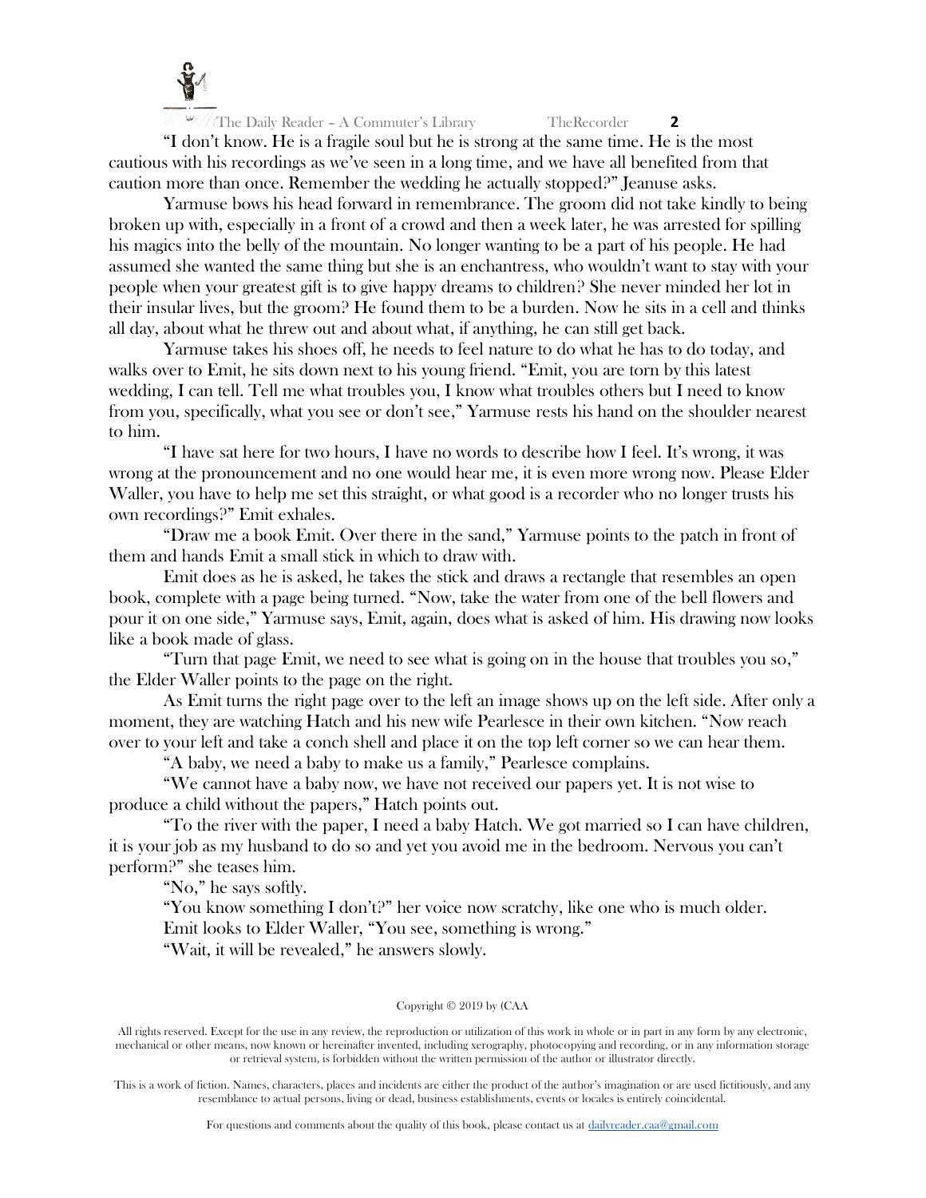"I don't know. He is a fragile soul but he is strong at the same time. He is the most cautious with his recordings as we've seen in a long time, and we have all benefited from that caution more than once. Remember the wedding he actually stopped?" Jeanuse asks.

Yarmuse bows his head forward in remembrance. The groom did not take kindly to being broken up with, especially in a front of a crowd and then a week later, he was arrested for spilling his magics into the belly of the mountain. No longer wanting to be a part of his people. He had assumed she wanted the same thing but she is an enchantress, who wouldn't want to stay with your people when your greatest gift is to give happy dreams to children? She never minded her lot in their insular lives, but the groom? He found them to be a burden. Now he sits in a cell and thinks all day, about what he threw out and about what, if anything, he can still get back.

Yarmuse takes his shoes off, he needs to feel nature to do what he has to do today, and walks over to Emit, he sits down next to his young friend. "Emit, you are torn by this latest wedding, I can tell. Tell me what troubles you, I know what troubles others but I need to know from you, specifically, what you see or don't see," Yarmuse rests his hand on the shoulder nearest to him.

"I have sat here for two hours, I have no words to describe how I feel. It's wrong, it was wrong at the pronouncement and no one would hear me, it is even more wrong now. Please Elder Waller, you have to help me set this straight, or what good is a recorder who no longer trusts his own recordings?" Emit exhales.

"Draw me a book Emit. Over there in the sand," Yarmuse points to the patch in front of them and hands Emit a small stick in which to draw with.

Emit does as he is asked, he takes the stick and draws a rectangle that resembles an open book, complete with a page being turned. "Now, take the water from one of the bell flowers and pour it on one side," Yarmuse says, Emit, again, does what is asked of him. His drawing now looks like a book made of glass.

"Turn that page Emit, we need to see what is going on in the house that troubles you so," the Elder Waller points to the page on the right.

As Emit turns the right page over to the left an image shows up on the left side. After only a moment, they are watching Hatch and his new wife Pearlesce in their own kitchen. "Now reach over to your left and take a conch shell and place it on the top left corner so we can hear them.

"A baby, we need a baby to make us a family," Pearlesce complains.

"We cannot have a baby now, we have not received our papers yet. It is not wise to produce a child without the papers," Hatch points out.

"To the river with the paper, I need a baby Hatch. We got married so I can have children, it is your job as my husband to do so and yet you avoid me in the bedroom. Nervous you can't perform?" she teases him.

"No," he says softly.

"You know something I don't?" her voice now scratchy, like one who is much older.

Emit looks to Elder Waller, "You see, something is wrong."

"Wait, it will be revealed," he answers slowly.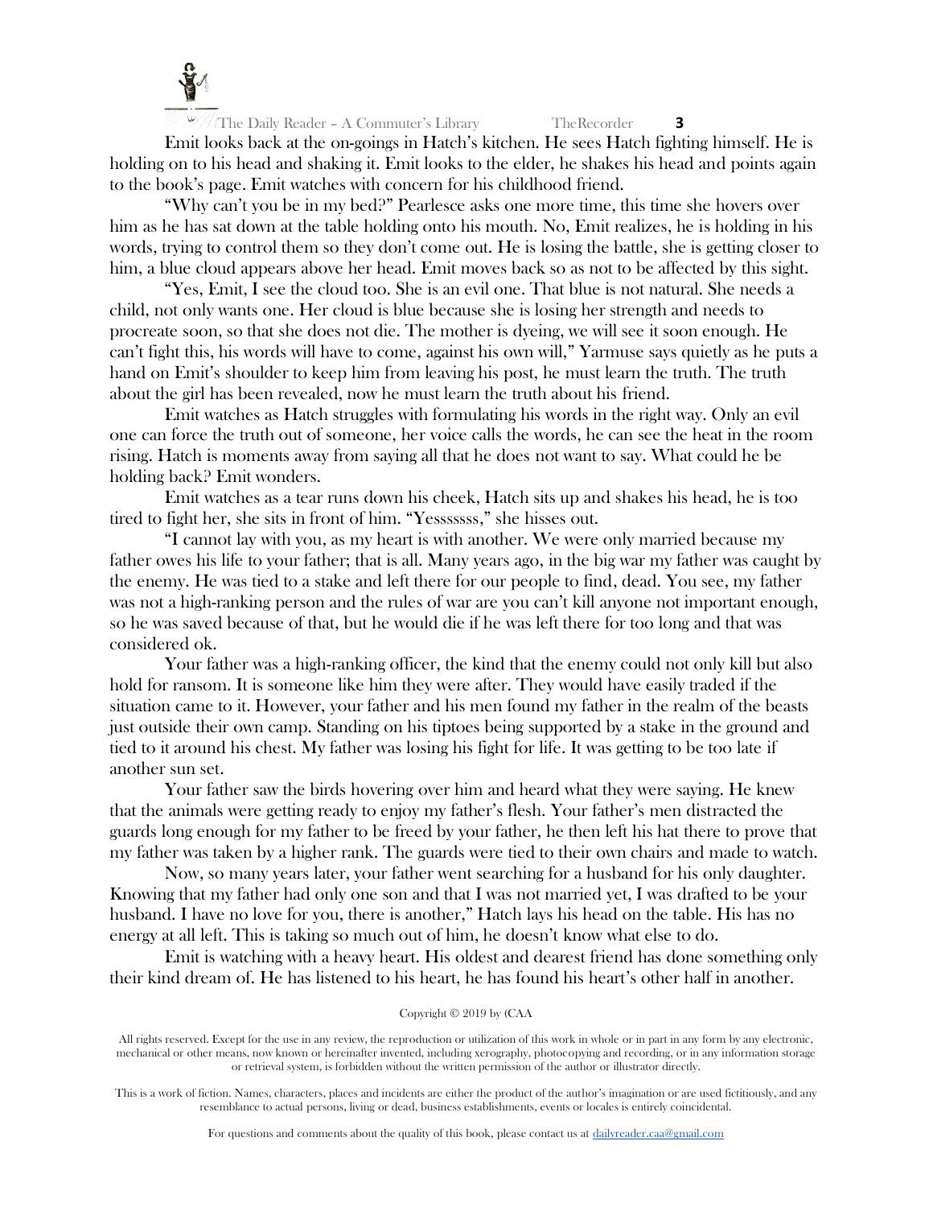Emit looks back at the on-goings in Hatch's kitchen. He sees Hatch fighting himself. He is holding on to his head and shaking it. Emit looks to the elder, he shakes his head and points again to the book's page. Emit watches with concern for his childhood friend.

"Why can't you be in my bed?" Pearlesce asks one more time, this time she hovers over him as he has sat down at the table holding onto his mouth. No, Emit realizes, he is holding in his words, trying to control them so they don't come out. He is losing the battle, she is getting closer to him, a blue cloud appears above her head. Emit moves back so as not to be affected by this sight.

"Yes, Emit, I see the cloud too. She is an evil one. That blue is not natural. She needs a child, not only wants one. Her cloud is blue because she is losing her strength and needs to procreate soon, so that she does not die. The mother is dyeing, we will see it soon enough. He can't fight this, his words will have to come, against his own will," Yarmuse says quietly as he puts a hand on Emit's shoulder to keep him from leaving his post, he must learn the truth. The truth about the girl has been revealed, now he must learn the truth about his friend.

Emit watches as Hatch struggles with formulating his words in the right way. Only an evil one can force the truth out of someone, her voice calls the words, he can see the heat in the room rising. Hatch is moments away from saying all that he does not want to say. What could he be holding back? Emit wonders.

Emit watches as a tear runs down his cheek, Hatch sits up and shakes his head, he is too tired to fight her, she sits in front of him. "Yesssssss," she hisses out.

"I cannot lay with you, as my heart is with another. We were only married because my father owes his life to your father; that is all. Many years ago, in the big war my father was caught by the enemy. He was tied to a stake and left there for our people to find, dead. You see, my father was not a high-ranking person and the rules of war are you can't kill anyone not important enough, so he was saved because of that, but he would die if he was left there for too long and that was considered ok.

Your father was a high-ranking officer, the kind that the enemy could not only kill but also hold for ransom. It is someone like him they were after. They would have easily traded if the situation came to it. However, your father and his men found my father in the realm of the beasts just outside their own camp. Standing on his tiptoes being supported by a stake in the ground and tied to it around his chest. My father was losing his fight for life. It was getting to be too late if another sun set.

Your father saw the birds hovering over him and heard what they were saying. He knew that the animals were getting ready to enjoy my father's flesh. Your father's men distracted the guards long enough for my father to be freed by your father, he then left his hat there to prove that my father was taken by a higher rank. The guards were tied to their own chairs and made to watch.

Now, so many years later, your father went searching for a husband for his only daughter. Knowing that my father had only one son and that I was not married yet, I was drafted to be your husband. I have no love for you, there is another," Hatch lays his head on the table. His has no energy at all left. This is taking so much out of him, he doesn't know what else to do.

Emit is watching with a heavy heart. His oldest and dearest friend has done something only their kind dream of. He has listened to his heart, he has found his heart's other half in another.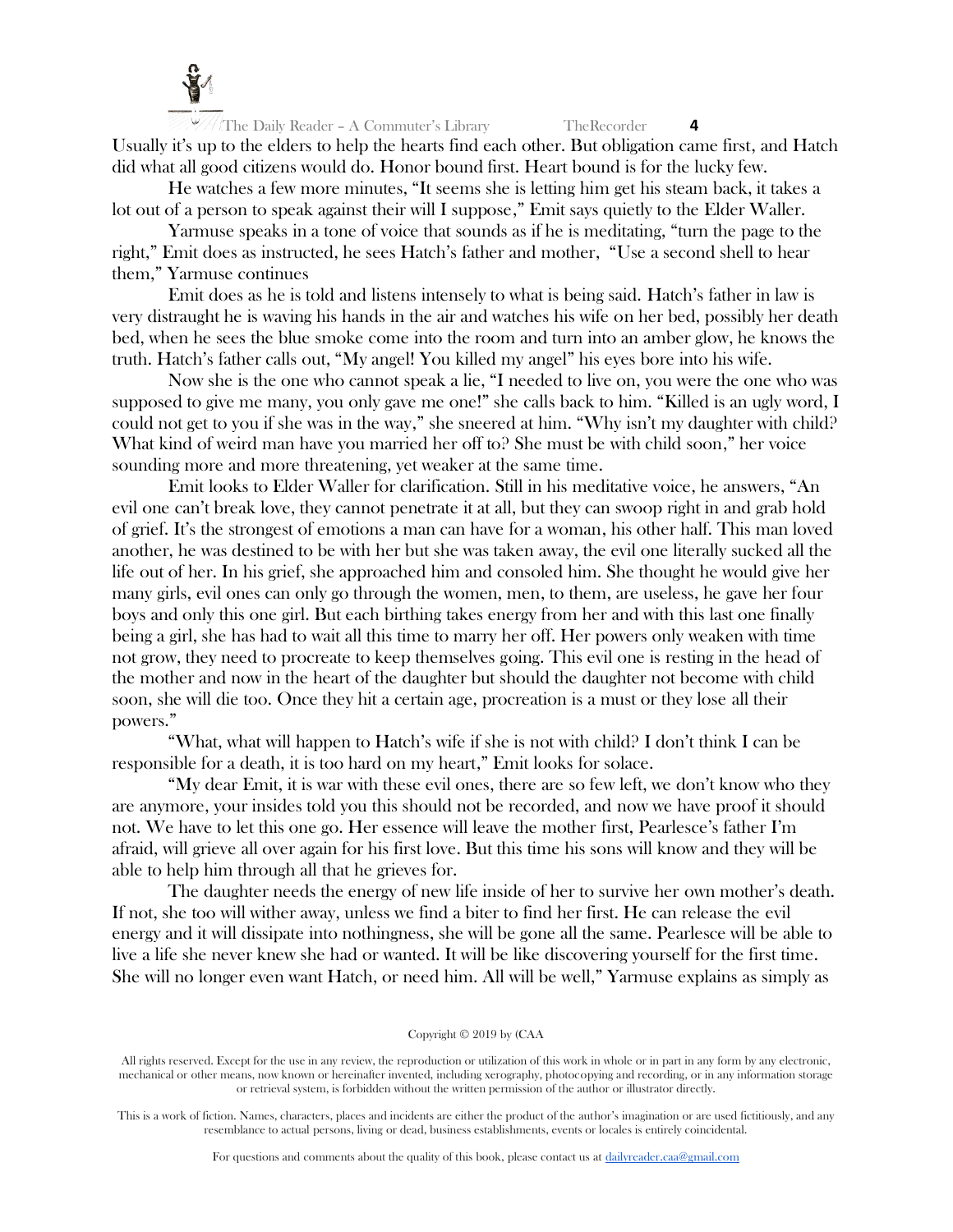Usually it's up to the elders to help the hearts find each other. But obligation came first, and Hatch did what all good citizens would do. Honor bound first. Heart bound is for the lucky few.

He watches a few more minutes, "It seems she is letting him get his steam back, it takes a lot out of a person to speak against their will I suppose," Emit says quietly to the Elder Waller.

Yarmuse speaks in a tone of voice that sounds as if he is meditating, "turn the page to the right," Emit does as instructed, he sees Hatch's father and mother, "Use a second shell to hear them," Yarmuse continues

Emit does as he is told and listens intensely to what is being said. Hatch's father in law is very distraught he is waving his hands in the air and watches his wife on her bed, possibly her death bed, when he sees the blue smoke come into the room and turn into an amber glow, he knows the truth. Hatch's father calls out, "My angel! You killed my angel" his eyes bore into his wife.

Now she is the one who cannot speak a lie, "I needed to live on, you were the one who was supposed to give me many, you only gave me one!" she calls back to him. "Killed is an ugly word, I could not get to you if she was in the way," she sneered at him. "Why isn't my daughter with child? What kind of weird man have you married her off to? She must be with child soon," her voice sounding more and more threatening, yet weaker at the same time.

Emit looks to Elder Waller for clarification. Still in his meditative voice, he answers, "An evil one can't break love, they cannot penetrate it at all, but they can swoop right in and grab hold of grief. It's the strongest of emotions a man can have for a woman, his other half. This man loved another, he was destined to be with her but she was taken away, the evil one literally sucked all the life out of her. In his grief, she approached him and consoled him. She thought he would give her many girls, evil ones can only go through the women, men, to them, are useless, he gave her four boys and only this one girl. But each birthing takes energy from her and with this last one finally being a girl, she has had to wait all this time to marry her off. Her powers only weaken with time not grow, they need to procreate to keep themselves going. This evil one is resting in the head of the mother and now in the heart of the daughter but should the daughter not become with child soon, she will die too. Once they hit a certain age, procreation is a must or they lose all their powers."

"What, what will happen to Hatch's wife if she is not with child? I don't think I can be responsible for a death, it is too hard on my heart," Emit looks for solace.

"My dear Emit, it is war with these evil ones, there are so few left, we don't know who they are anymore, your insides told you this should not be recorded, and now we have proof it should not. We have to let this one go. Her essence will leave the mother first, Pearlesce's father I'm afraid, will grieve all over again for his first love. But this time his sons will know and they will be able to help him through all that he grieves for.

The daughter needs the energy of new life inside of her to survive her own mother's death. If not, she too will wither away, unless we find a biter to find her first. He can release the evil energy and it will dissipate into nothingness, she will be gone all the same. Pearlesce will be able to live a life she never knew she had or wanted. It will be like discovering yourself for the first time. She will no longer even want Hatch, or need him. All will be well," Yarmuse explains as simply as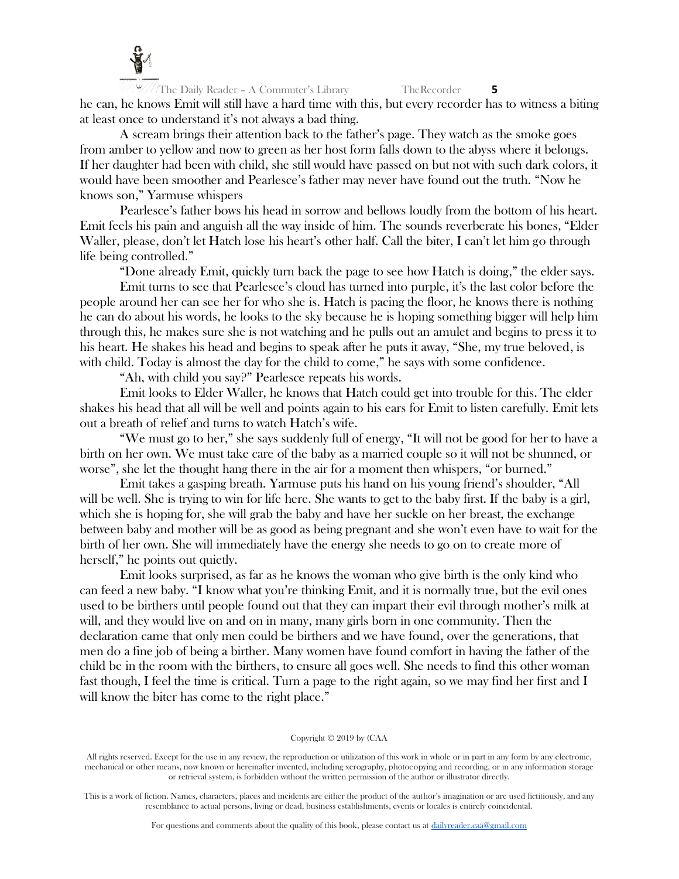he can, he knows Emit will still have a hard time with this, but every recorder has to witness a biting at least once to understand it's not always a bad thing.

A scream brings their attention back to the father's page. They watch as the smoke goes from amber to yellow and now to green as her host form falls down to the abyss where it belongs. If her daughter had been with child, she still would have passed on but not with such dark colors, it would have been smoother and Pearlesce's father may never have found out the truth. "Now he knows son," Yarmuse whispers

Pearlesce's father bows his head in sorrow and bellows loudly from the bottom of his heart. Emit feels his pain and anguish all the way inside of him. The sounds reverberate his bones, "Elder Waller, please, don't let Hatch lose his heart's other half. Call the biter, I can't let him go through life being controlled."

"Done already Emit, quickly turn back the page to see how Hatch is doing," the elder says.

Emit turns to see that Pearlesce's cloud has turned into purple, it's the last color before the people around her can see her for who she is. Hatch is pacing the floor, he knows there is nothing he can do about his words, he looks to the sky because he is hoping something bigger will help him through this, he makes sure she is not watching and he pulls out an amulet and begins to press it to his heart. He shakes his head and begins to speak after he puts it away, "She, my true beloved, is with child. Today is almost the day for the child to come," he says with some confidence.

"Ah, with child you say?" Pearlesce repeats his words.

Emit looks to Elder Waller, he knows that Hatch could get into trouble for this. The elder shakes his head that all will be well and points again to his ears for Emit to listen carefully. Emit lets out a breath of relief and turns to watch Hatch's wife.

"We must go to her," she says suddenly full of energy, "It will not be good for her to have a birth on her own. We must take care of the baby as a married couple so it will not be shunned, or worse", she let the thought hang there in the air for a moment then whispers, "or burned."

Emit takes a gasping breath. Yarmuse puts his hand on his young friend's shoulder, "All will be well. She is trying to win for life here. She wants to get to the baby first. If the baby is a girl, which she is hoping for, she will grab the baby and have her suckle on her breast, the exchange between baby and mother will be as good as being pregnant and she won't even have to wait for the birth of her own. She will immediately have the energy she needs to go on to create more of herself," he points out quietly.

Emit looks surprised, as far as he knows the woman who give birth is the only kind who can feed a new baby. "I know what you're thinking Emit, and it is normally true, but the evil ones used to be birthers until people found out that they can impart their evil through mother's milk at will, and they would live on and on in many, many girls born in one community. Then the declaration came that only men could be birthers and we have found, over the generations, that men do a fine job of being a birther. Many women have found comfort in having the father of the child be in the room with the birthers, to ensure all goes well. She needs to find this other woman fast though, I feel the time is critical. Turn a page to the right again, so we may find her first and I will know the biter has come to the right place."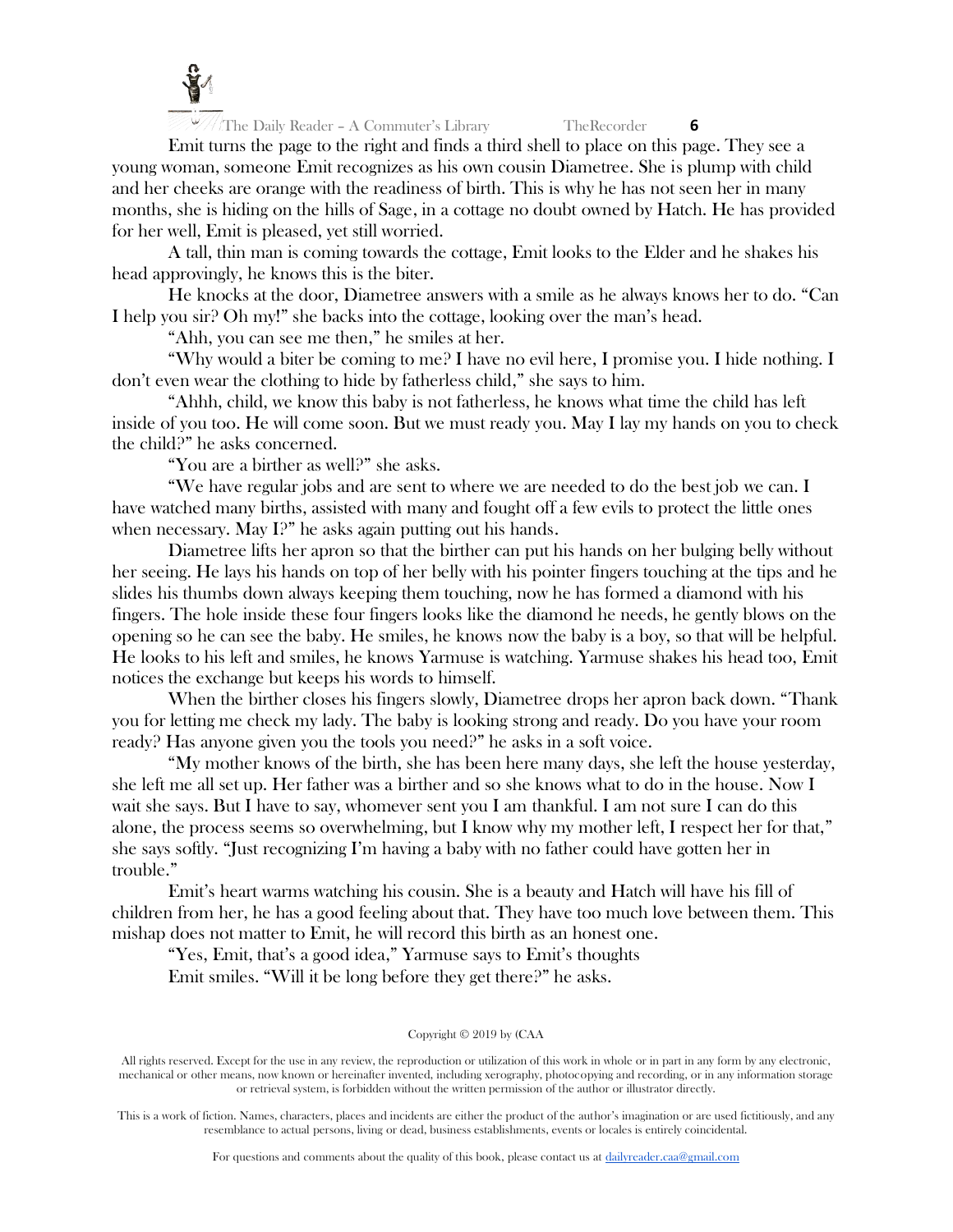Emit turns the page to the right and finds a third shell to place on this page. They see a young woman, someone Emit recognizes as his own cousin Diametree. She is plump with child and her cheeks are orange with the readiness of birth. This is why he has not seen her in many months, she is hiding on the hills of Sage, in a cottage no doubt owned by Hatch. He has provided for her well, Emit is pleased, yet still worried.

A tall, thin man is coming towards the cottage, Emit looks to the Elder and he shakes his head approvingly, he knows this is the biter.

He knocks at the door, Diametree answers with a smile as he always knows her to do. "Can I help you sir? Oh my!" she backs into the cottage, looking over the man's head.

"Ahh, you can see me then," he smiles at her.

"Why would a biter be coming to me? I have no evil here, I promise you. I hide nothing. I don't even wear the clothing to hide by fatherless child," she says to him.

"Ahhh, child, we know this baby is not fatherless, he knows what time the child has left inside of you too. He will come soon. But we must ready you. May I lay my hands on you to check the child?" he asks concerned.

"You are a birther as well?" she asks.

"We have regular jobs and are sent to where we are needed to do the best job we can. I have watched many births, assisted with many and fought off a few evils to protect the little ones when necessary. May I?" he asks again putting out his hands.

Diametree lifts her apron so that the birther can put his hands on her bulging belly without her seeing. He lays his hands on top of her belly with his pointer fingers touching at the tips and he slides his thumbs down always keeping them touching, now he has formed a diamond with his fingers. The hole inside these four fingers looks like the diamond he needs, he gently blows on the opening so he can see the baby. He smiles, he knows now the baby is a boy, so that will be helpful. He looks to his left and smiles, he knows Yarmuse is watching. Yarmuse shakes his head too, Emit notices the exchange but keeps his words to himself.

When the birther closes his fingers slowly, Diametree drops her apron back down. "Thank you for letting me check my lady. The baby is looking strong and ready. Do you have your room ready? Has anyone given you the tools you need?" he asks in a soft voice.

"My mother knows of the birth, she has been here many days, she left the house yesterday, she left me all set up. Her father was a birther and so she knows what to do in the house. Now I wait she says. But I have to say, whomever sent you I am thankful. I am not sure I can do this alone, the process seems so overwhelming, but I know why my mother left, I respect her for that," she says softly. "Just recognizing I'm having a baby with no father could have gotten her in trouble."

Emit's heart warms watching his cousin. She is a beauty and Hatch will have his fill of children from her, he has a good feeling about that. They have too much love between them. This mishap does not matter to Emit, he will record this birth as an honest one.

"Yes, Emit, that's a good idea," Yarmuse says to Emit's thoughts

Emit smiles. "Will it be long before they get there?" he asks.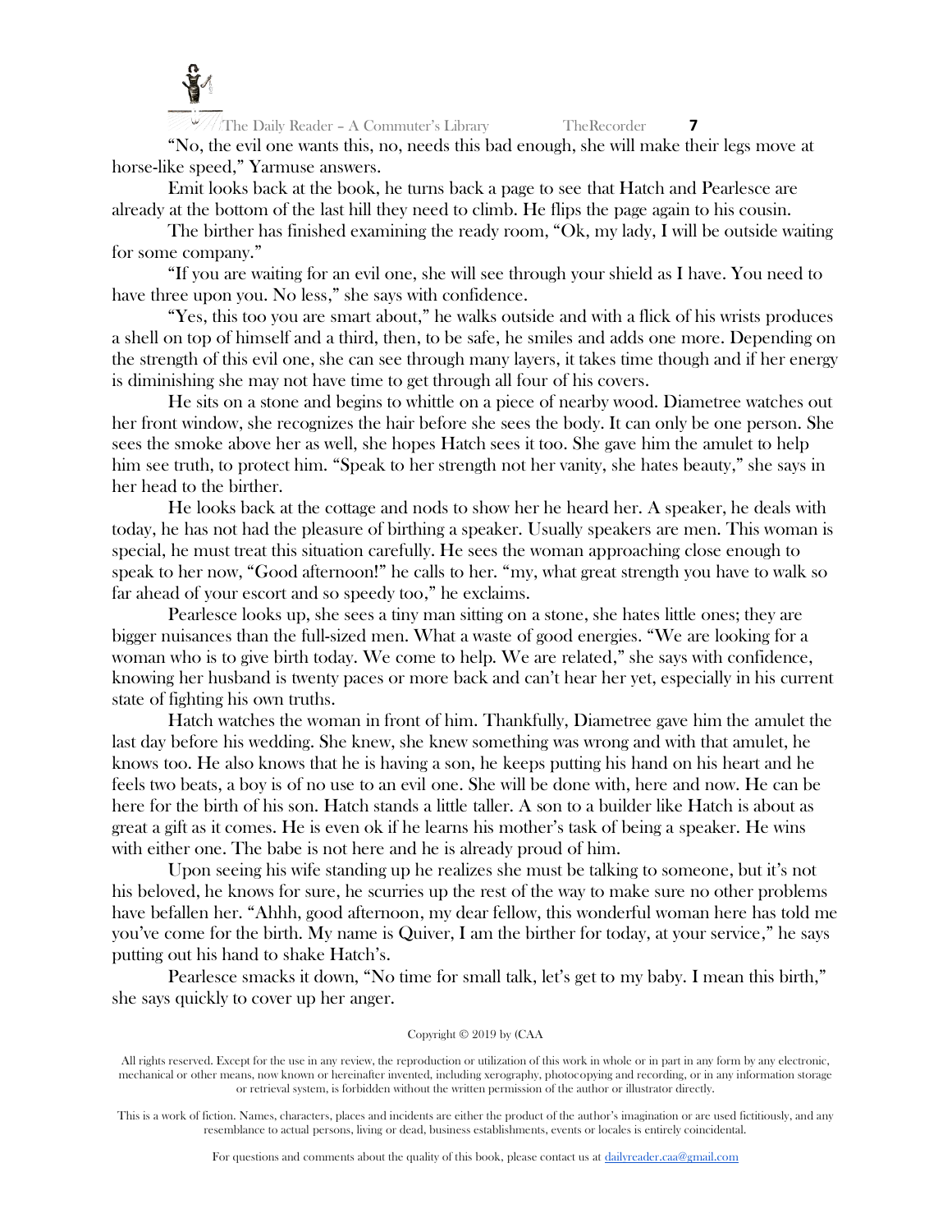"No, the evil one wants this, no, needs this bad enough, she will make their legs move at horse-like speed," Yarmuse answers.

Emit looks back at the book, he turns back a page to see that Hatch and Pearlesce are already at the bottom of the last hill they need to climb. He flips the page again to his cousin.

The birther has finished examining the ready room, "Ok, my lady, I will be outside waiting for some company."

"If you are waiting for an evil one, she will see through your shield as I have. You need to have three upon you. No less," she says with confidence.

"Yes, this too you are smart about," he walks outside and with a flick of his wrists produces a shell on top of himself and a third, then, to be safe, he smiles and adds one more. Depending on the strength of this evil one, she can see through many layers, it takes time though and if her energy is diminishing she may not have time to get through all four of his covers.

He sits on a stone and begins to whittle on a piece of nearby wood. Diametree watches out her front window, she recognizes the hair before she sees the body. It can only be one person. She sees the smoke above her as well, she hopes Hatch sees it too. She gave him the amulet to help him see truth, to protect him. "Speak to her strength not her vanity, she hates beauty," she says in her head to the birther.

He looks back at the cottage and nods to show her he heard her. A speaker, he deals with today, he has not had the pleasure of birthing a speaker. Usually speakers are men. This woman is special, he must treat this situation carefully. He sees the woman approaching close enough to speak to her now, "Good afternoon!" he calls to her. "my, what great strength you have to walk so far ahead of your escort and so speedy too," he exclaims.

Pearlesce looks up, she sees a tiny man sitting on a stone, she hates little ones; they are bigger nuisances than the full-sized men. What a waste of good energies. "We are looking for a woman who is to give birth today. We come to help. We are related," she says with confidence, knowing her husband is twenty paces or more back and can't hear her yet, especially in his current state of fighting his own truths.

Hatch watches the woman in front of him. Thankfully, Diametree gave him the amulet the last day before his wedding. She knew, she knew something was wrong and with that amulet, he knows too. He also knows that he is having a son, he keeps putting his hand on his heart and he feels two beats, a boy is of no use to an evil one. She will be done with, here and now. He can be here for the birth of his son. Hatch stands a little taller. A son to a builder like Hatch is about as great a gift as it comes. He is even ok if he learns his mother's task of being a speaker. He wins with either one. The babe is not here and he is already proud of him.

Upon seeing his wife standing up he realizes she must be talking to someone, but it's not his beloved, he knows for sure, he scurries up the rest of the way to make sure no other problems have befallen her. "Ahhh, good afternoon, my dear fellow, this wonderful woman here has told me you've come for the birth. My name is Quiver, I am the birther for today, at your service," he says putting out his hand to shake Hatch's.

Pearlesce smacks it down, "No time for small talk, let's get to my baby. I mean this birth," she says quickly to cover up her anger.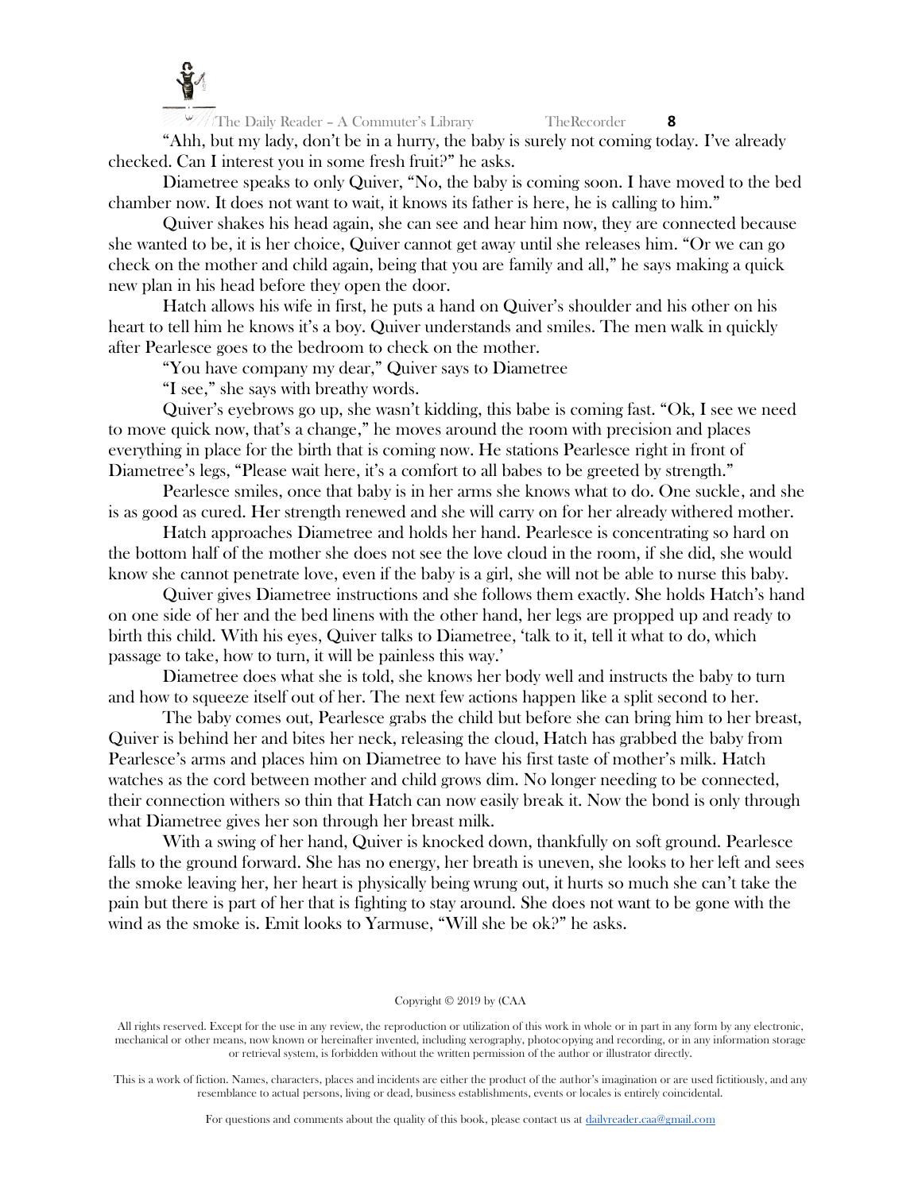"Ahh, but my lady, don't be in a hurry, the baby is surely not coming today. I've already checked. Can I interest you in some fresh fruit?" he asks.

Diametree speaks to only Quiver, "No, the baby is coming soon. I have moved to the bed chamber now. It does not want to wait, it knows its father is here, he is calling to him."

Quiver shakes his head again, she can see and hear him now, they are connected because she wanted to be, it is her choice, Quiver cannot get away until she releases him. "Or we can go check on the mother and child again, being that you are family and all," he says making a quick new plan in his head before they open the door.

Hatch allows his wife in first, he puts a hand on Quiver's shoulder and his other on his heart to tell him he knows it's a boy. Quiver understands and smiles. The men walk in quickly after Pearlesce goes to the bedroom to check on the mother.

"You have company my dear," Quiver says to Diametree

"I see," she says with breathy words.

Quiver's eyebrows go up, she wasn't kidding, this babe is coming fast. "Ok, I see we need to move quick now, that's a change," he moves around the room with precision and places everything in place for the birth that is coming now. He stations Pearlesce right in front of Diametree's legs, "Please wait here, it's a comfort to all babes to be greeted by strength."

Pearlesce smiles, once that baby is in her arms she knows what to do. One suckle, and she is as good as cured. Her strength renewed and she will carry on for her already withered mother.

Hatch approaches Diametree and holds her hand. Pearlesce is concentrating so hard on the bottom half of the mother she does not see the love cloud in the room, if she did, she would know she cannot penetrate love, even if the baby is a girl, she will not be able to nurse this baby.

Quiver gives Diametree instructions and she follows them exactly. She holds Hatch's hand on one side of her and the bed linens with the other hand, her legs are propped up and ready to birth this child. With his eyes, Quiver talks to Diametree, 'talk to it, tell it what to do, which passage to take, how to turn, it will be painless this way.'

Diametree does what she is told, she knows her body well and instructs the baby to turn and how to squeeze itself out of her. The next few actions happen like a split second to her.

The baby comes out, Pearlesce grabs the child but before she can bring him to her breast, Quiver is behind her and bites her neck, releasing the cloud, Hatch has grabbed the baby from Pearlesce's arms and places him on Diametree to have his first taste of mother's milk. Hatch watches as the cord between mother and child grows dim. No longer needing to be connected, their connection withers so thin that Hatch can now easily break it. Now the bond is only through what Diametree gives her son through her breast milk.

With a swing of her hand, Quiver is knocked down, thankfully on soft ground. Pearlesce falls to the ground forward. She has no energy, her breath is uneven, she looks to her left and sees the smoke leaving her, her heart is physically being wrung out, it hurts so much she can't take the pain but there is part of her that is fighting to stay around. She does not want to be gone with the wind as the smoke is. Emit looks to Yarmuse, "Will she be ok?" he asks.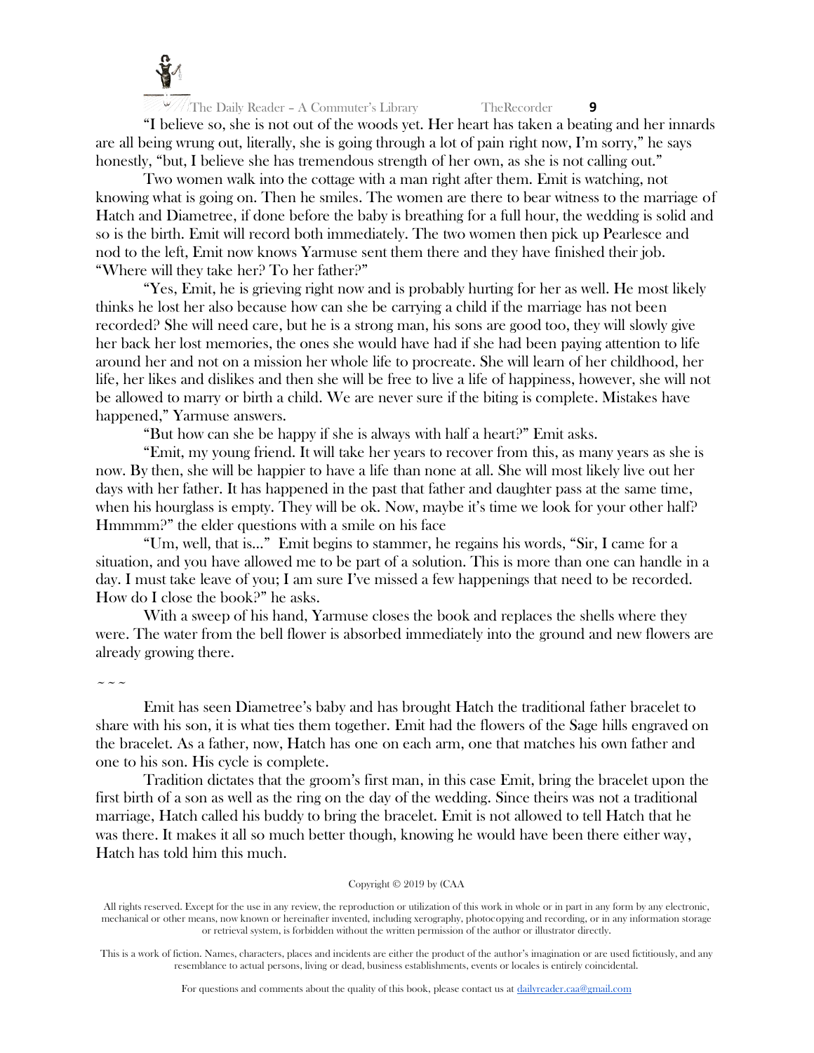"I believe so, she is not out of the woods yet. Her heart has taken a beating and her innards are all being wrung out, literally, she is going through a lot of pain right now, I'm sorry," he says honestly, "but, I believe she has tremendous strength of her own, as she is not calling out."

Two women walk into the cottage with a man right after them. Emit is watching, not knowing what is going on. Then he smiles. The women are there to bear witness to the marriage of Hatch and Diametree, if done before the baby is breathing for a full hour, the wedding is solid and so is the birth. Emit will record both immediately. The two women then pick up Pearlesce and nod to the left, Emit now knows Yarmuse sent them there and they have finished their job. "Where will they take her? To her father?"

"Yes, Emit, he is grieving right now and is probably hurting for her as well. He most likely thinks he lost her also because how can she be carrying a child if the marriage has not been recorded? She will need care, but he is a strong man, his sons are good too, they will slowly give her back her lost memories, the ones she would have had if she had been paying attention to life around her and not on a mission her whole life to procreate. She will learn of her childhood, her life, her likes and dislikes and then she will be free to live a life of happiness, however, she will not be allowed to marry or birth a child. We are never sure if the biting is complete. Mistakes have happened," Yarmuse answers.

"But how can she be happy if she is always with half a heart?" Emit asks.

"Emit, my young friend. It will take her years to recover from this, as many years as she is now. By then, she will be happier to have a life than none at all. She will most likely live out her days with her father. It has happened in the past that father and daughter pass at the same time, when his hourglass is empty. They will be ok. Now, maybe it's time we look for your other half? Hmmmm?" the elder questions with a smile on his face

"Um, well, that is..." Emit begins to stammer, he regains his words, "Sir, I came for a situation, and you have allowed me to be part of a solution. This is more than one can handle in a day. I must take leave of you; I am sure I've missed a few happenings that need to be recorded. How do I close the book?" he asks.

With a sweep of his hand, Yarmuse closes the book and replaces the shells where they were. The water from the bell flower is absorbed immediately into the ground and new flowers are already growing there.

~ ~ ~

Emit has seen Diametree's baby and has brought Hatch the traditional father bracelet to share with his son, it is what ties them together. Emit had the flowers of the Sage hills engraved on the bracelet. As a father, now, Hatch has one on each arm, one that matches his own father and one to his son. His cycle is complete.

Tradition dictates that the groom's first man, in this case Emit, bring the bracelet upon the first birth of a son as well as the ring on the day of the wedding. Since theirs was not a traditional marriage, Hatch called his buddy to bring the bracelet. Emit is not allowed to tell Hatch that he was there. It makes it all so much better though, knowing he would have been there either way, Hatch has told him this much.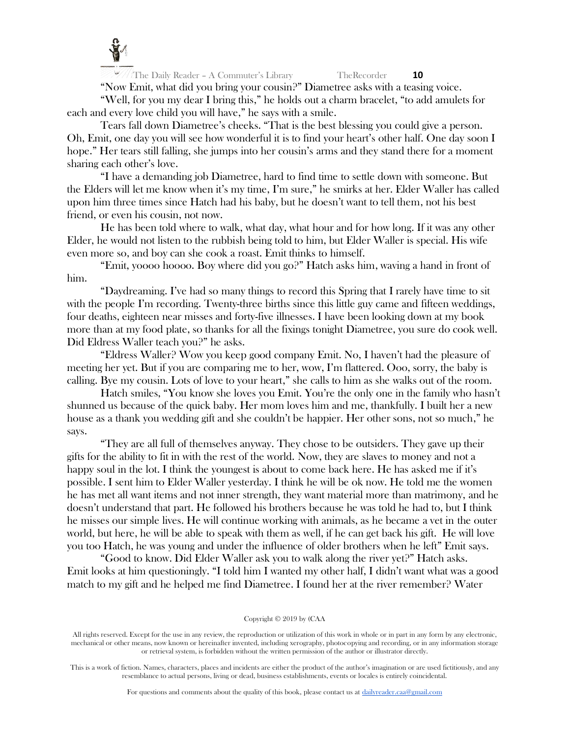"Now Emit, what did you bring your cousin?" Diametree asks with a teasing voice.

"Well, for you my dear I bring this," he holds out a charm bracelet, "to add amulets for each and every love child you will have," he says with a smile.

Tears fall down Diametree's cheeks. "That is the best blessing you could give a person. Oh, Emit, one day you will see how wonderful it is to find your heart's other half. One day soon I hope." Her tears still falling, she jumps into her cousin's arms and they stand there for a moment sharing each other's love.

"I have a demanding job Diametree, hard to find time to settle down with someone. But the Elders will let me know when it's my time, I'm sure," he smirks at her. Elder Waller has called upon him three times since Hatch had his baby, but he doesn't want to tell them, not his best friend, or even his cousin, not now.

He has been told where to walk, what day, what hour and for how long. If it was any other Elder, he would not listen to the rubbish being told to him, but Elder Waller is special. His wife even more so, and boy can she cook a roast. Emit thinks to himself.

"Emit, yoooo hoooo. Boy where did you go?" Hatch asks him, waving a hand in front of him.

"Daydreaming. I've had so many things to record this Spring that I rarely have time to sit with the people I'm recording. Twenty-three births since this little guy came and fifteen weddings, four deaths, eighteen near misses and forty-five illnesses. I have been looking down at my book more than at my food plate, so thanks for all the fixings tonight Diametree, you sure do cook well. Did Eldress Waller teach you?" he asks.

"Eldress Waller? Wow you keep good company Emit. No, I haven't had the pleasure of meeting her yet. But if you are comparing me to her, wow, I'm flattered. Ooo, sorry, the baby is calling. Bye my cousin. Lots of love to your heart," she calls to him as she walks out of the room.

Hatch smiles, "You know she loves you Emit. You're the only one in the family who hasn't shunned us because of the quick baby. Her mom loves him and me, thankfully. I built her a new house as a thank you wedding gift and she couldn't be happier. Her other sons, not so much," he says.

"They are all full of themselves anyway. They chose to be outsiders. They gave up their gifts for the ability to fit in with the rest of the world. Now, they are slaves to money and not a happy soul in the lot. I think the youngest is about to come back here. He has asked me if it's possible. I sent him to Elder Waller yesterday. I think he will be ok now. He told me the women he has met all want items and not inner strength, they want material more than matrimony, and he doesn't understand that part. He followed his brothers because he was told he had to, but I think he misses our simple lives. He will continue working with animals, as he became a vet in the outer world, but here, he will be able to speak with them as well, if he can get back his gift. He will love you too Hatch, he was young and under the influence of older brothers when he left" Emit says.

"Good to know. Did Elder Waller ask you to walk along the river yet?" Hatch asks. Emit looks at him questioningly. "I told him I wanted my other half, I didn't want what was a good match to my gift and he helped me find Diametree. I found her at the river remember? Water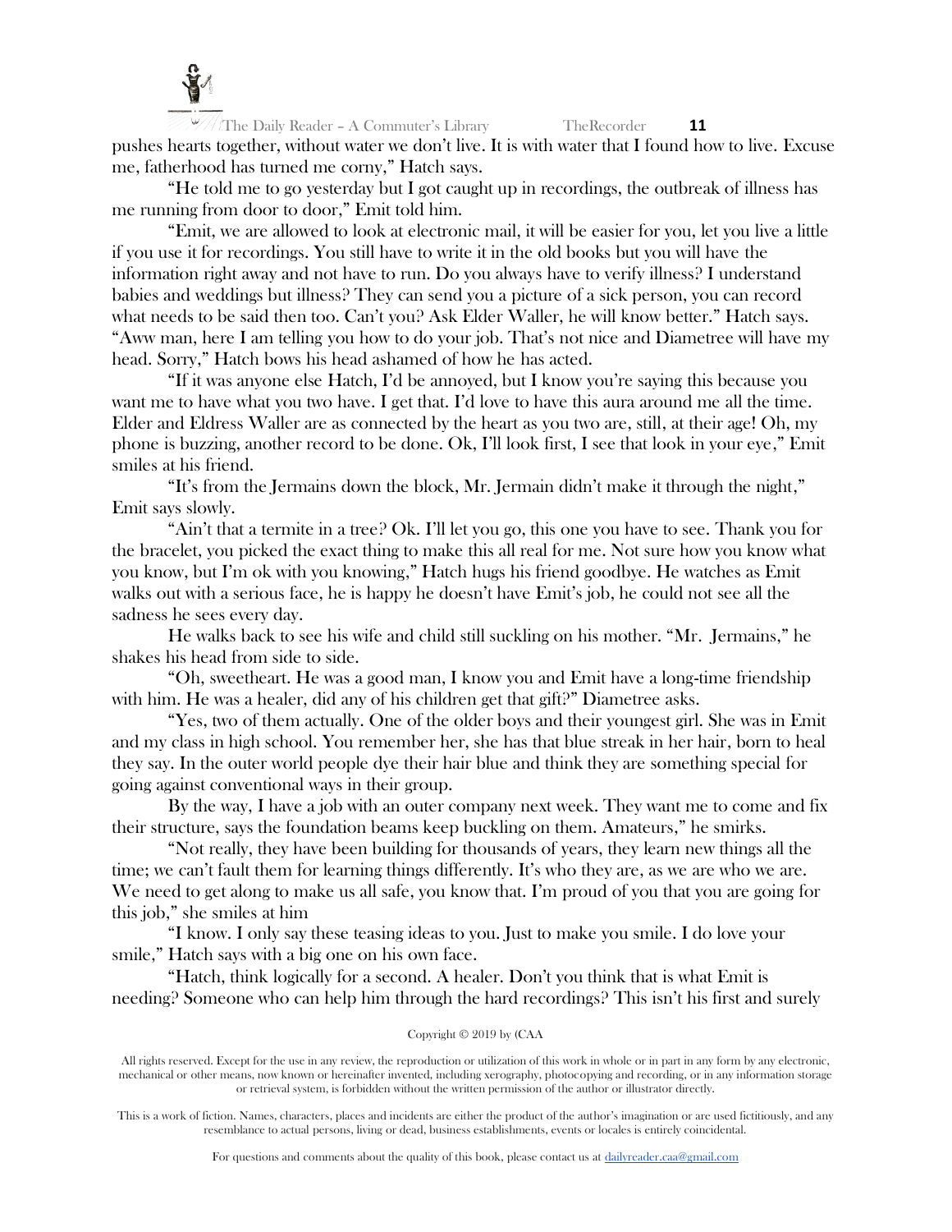pushes hearts together, without water we don't live. It is with water that I found how to live. Excuse me, fatherhood has turned me corny," Hatch says.

"He told me to go yesterday but I got caught up in recordings, the outbreak of illness has me running from door to door," Emit told him.

"Emit, we are allowed to look at electronic mail, it will be easier for you, let you live a little if you use it for recordings. You still have to write it in the old books but you will have the information right away and not have to run. Do you always have to verify illness? I understand babies and weddings but illness? They can send you a picture of a sick person, you can record what needs to be said then too. Can't you? Ask Elder Waller, he will know better." Hatch says. "Aww man, here I am telling you how to do your job. That's not nice and Diametree will have my head. Sorry," Hatch bows his head ashamed of how he has acted.

"If it was anyone else Hatch, I'd be annoyed, but I know you're saying this because you want me to have what you two have. I get that. I'd love to have this aura around me all the time. Elder and Eldress Waller are as connected by the heart as you two are, still, at their age! Oh, my phone is buzzing, another record to be done. Ok, I'll look first, I see that look in your eye," Emit smiles at his friend.

"It's from the Jermains down the block, Mr. Jermain didn't make it through the night," Emit says slowly.

"Ain't that a termite in a tree? Ok. I'll let you go, this one you have to see. Thank you for the bracelet, you picked the exact thing to make this all real for me. Not sure how you know what you know, but I'm ok with you knowing," Hatch hugs his friend goodbye. He watches as Emit walks out with a serious face, he is happy he doesn't have Emit's job, he could not see all the sadness he sees every day.

He walks back to see his wife and child still suckling on his mother. "Mr. Jermains," he shakes his head from side to side.

"Oh, sweetheart. He was a good man, I know you and Emit have a long-time friendship with him. He was a healer, did any of his children get that gift?" Diametree asks.

"Yes, two of them actually. One of the older boys and their youngest girl. She was in Emit and my class in high school. You remember her, she has that blue streak in her hair, born to heal they say. In the outer world people dye their hair blue and think they are something special for going against conventional ways in their group.

By the way, I have a job with an outer company next week. They want me to come and fix their structure, says the foundation beams keep buckling on them. Amateurs," he smirks.

"Not really, they have been building for thousands of years, they learn new things all the time; we can't fault them for learning things differently. It's who they are, as we are who we are. We need to get along to make us all safe, you know that. I'm proud of you that you are going for this job," she smiles at him

"I know. I only say these teasing ideas to you. Just to make you smile. I do love your smile," Hatch says with a big one on his own face.

"Hatch, think logically for a second. A healer. Don't you think that is what Emit is needing? Someone who can help him through the hard recordings? This isn't his first and surely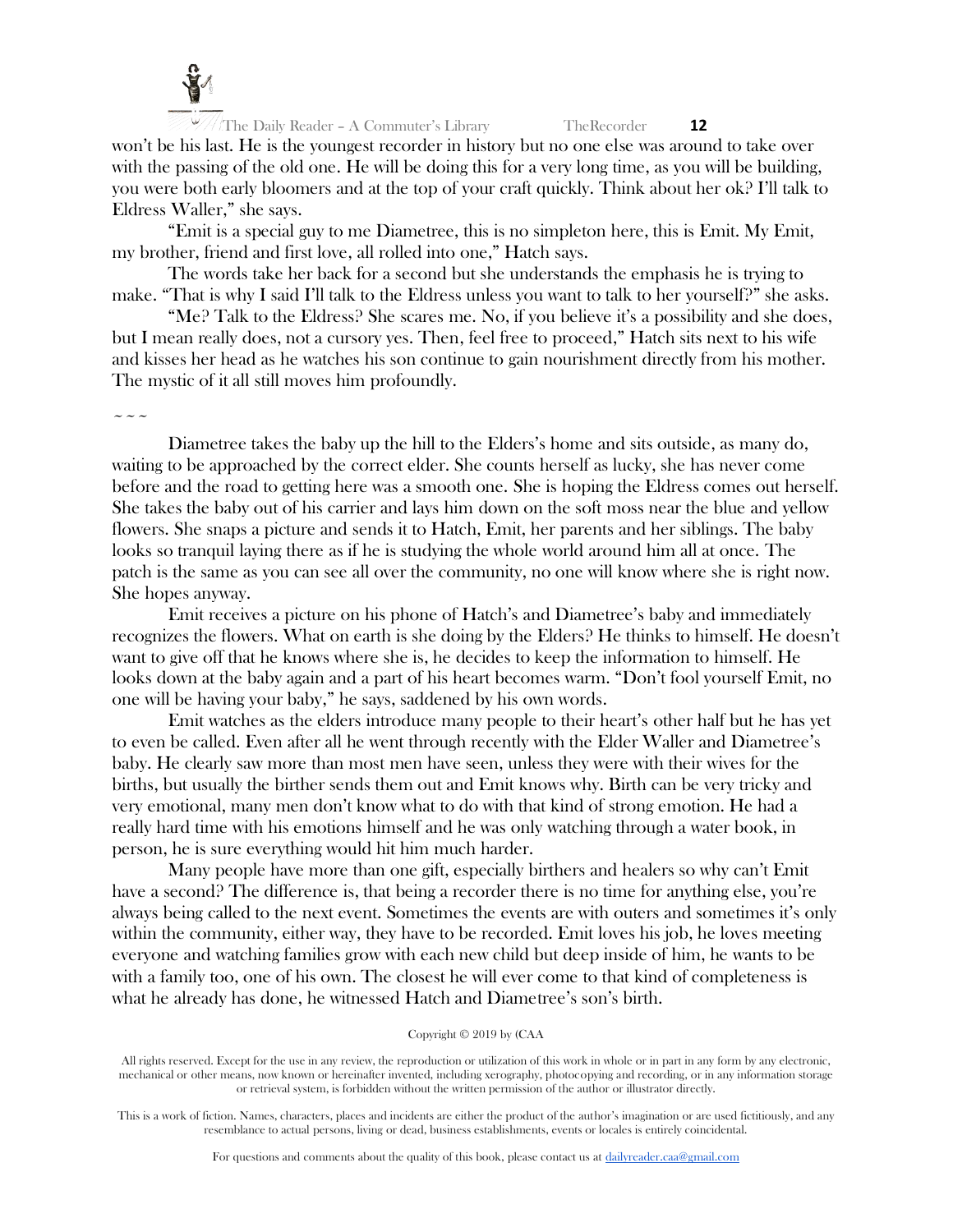won't be his last. He is the youngest recorder in history but no one else was around to take over with the passing of the old one. He will be doing this for a very long time, as you will be building, you were both early bloomers and at the top of your craft quickly. Think about her ok? I'll talk to Eldress Waller," she says.

"Emit is a special guy to me Diametree, this is no simpleton here, this is Emit. My Emit, my brother, friend and first love, all rolled into one," Hatch says.

The words take her back for a second but she understands the emphasis he is trying to make. "That is why I said I'll talk to the Eldress unless you want to talk to her yourself?" she asks.

"Me? Talk to the Eldress? She scares me. No, if you believe it's a possibility and she does, but I mean really does, not a cursory yes. Then, feel free to proceed," Hatch sits next to his wife and kisses her head as he watches his son continue to gain nourishment directly from his mother. The mystic of it all still moves him profoundly.

~ ~ ~

Diametree takes the baby up the hill to the Elders's home and sits outside, as many do, waiting to be approached by the correct elder. She counts herself as lucky, she has never come before and the road to getting here was a smooth one. She is hoping the Eldress comes out herself. She takes the baby out of his carrier and lays him down on the soft moss near the blue and yellow flowers. She snaps a picture and sends it to Hatch, Emit, her parents and her siblings. The baby looks so tranquil laying there as if he is studying the whole world around him all at once. The patch is the same as you can see all over the community, no one will know where she is right now. She hopes anyway.

Emit receives a picture on his phone of Hatch's and Diametree's baby and immediately recognizes the flowers. What on earth is she doing by the Elders? He thinks to himself. He doesn't want to give off that he knows where she is, he decides to keep the information to himself. He looks down at the baby again and a part of his heart becomes warm. "Don't fool yourself Emit, no one will be having your baby," he says, saddened by his own words.

Emit watches as the elders introduce many people to their heart's other half but he has yet to even be called. Even after all he went through recently with the Elder Waller and Diametree's baby. He clearly saw more than most men have seen, unless they were with their wives for the births, but usually the birther sends them out and Emit knows why. Birth can be very tricky and very emotional, many men don't know what to do with that kind of strong emotion. He had a really hard time with his emotions himself and he was only watching through a water book, in person, he is sure everything would hit him much harder.

Many people have more than one gift, especially birthers and healers so why can't Emit have a second? The difference is, that being a recorder there is no time for anything else, you're always being called to the next event. Sometimes the events are with outers and sometimes it's only within the community, either way, they have to be recorded. Emit loves his job, he loves meeting everyone and watching families grow with each new child but deep inside of him, he wants to be with a family too, one of his own. The closest he will ever come to that kind of completeness is what he already has done, he witnessed Hatch and Diametree's son's birth.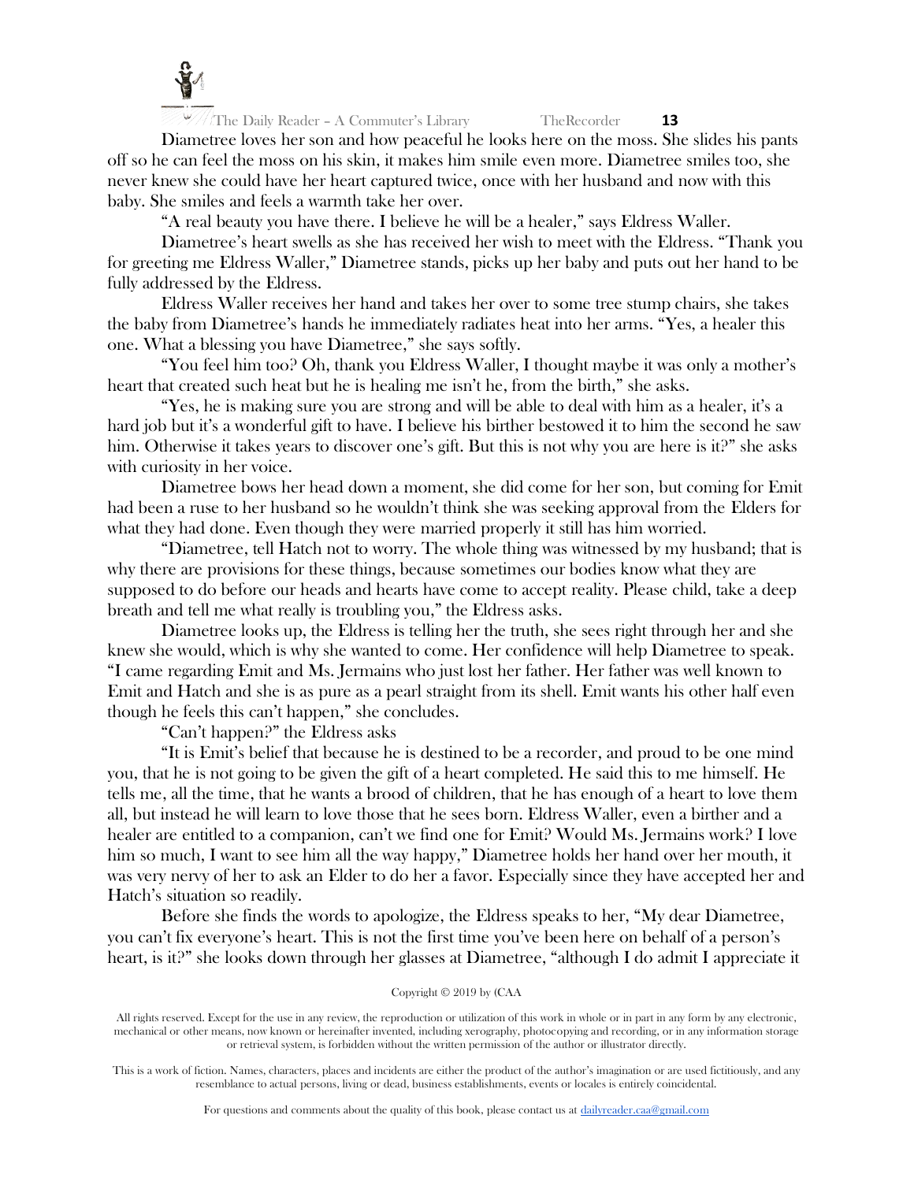Diametree loves her son and how peaceful he looks here on the moss. She slides his pants off so he can feel the moss on his skin, it makes him smile even more. Diametree smiles too, she never knew she could have her heart captured twice, once with her husband and now with this baby. She smiles and feels a warmth take her over.

"A real beauty you have there. I believe he will be a healer," says Eldress Waller.

Diametree's heart swells as she has received her wish to meet with the Eldress. "Thank you for greeting me Eldress Waller," Diametree stands, picks up her baby and puts out her hand to be fully addressed by the Eldress.

Eldress Waller receives her hand and takes her over to some tree stump chairs, she takes the baby from Diametree's hands he immediately radiates heat into her arms. "Yes, a healer this one. What a blessing you have Diametree," she says softly.

"You feel him too? Oh, thank you Eldress Waller, I thought maybe it was only a mother's heart that created such heat but he is healing me isn't he, from the birth," she asks.

"Yes, he is making sure you are strong and will be able to deal with him as a healer, it's a hard job but it's a wonderful gift to have. I believe his birther bestowed it to him the second he saw him. Otherwise it takes years to discover one's gift. But this is not why you are here is it?" she asks with curiosity in her voice.

Diametree bows her head down a moment, she did come for her son, but coming for Emit had been a ruse to her husband so he wouldn't think she was seeking approval from the Elders for what they had done. Even though they were married properly it still has him worried.

"Diametree, tell Hatch not to worry. The whole thing was witnessed by my husband; that is why there are provisions for these things, because sometimes our bodies know what they are supposed to do before our heads and hearts have come to accept reality. Please child, take a deep breath and tell me what really is troubling you," the Eldress asks.

Diametree looks up, the Eldress is telling her the truth, she sees right through her and she knew she would, which is why she wanted to come. Her confidence will help Diametree to speak. "I came regarding Emit and Ms. Jermains who just lost her father. Her father was well known to Emit and Hatch and she is as pure as a pearl straight from its shell. Emit wants his other half even though he feels this can't happen," she concludes.

"Can't happen?" the Eldress asks

"It is Emit's belief that because he is destined to be a recorder, and proud to be one mind you, that he is not going to be given the gift of a heart completed. He said this to me himself. He tells me, all the time, that he wants a brood of children, that he has enough of a heart to love them all, but instead he will learn to love those that he sees born. Eldress Waller, even a birther and a healer are entitled to a companion, can't we find one for Emit? Would Ms. Jermains work? I love him so much, I want to see him all the way happy," Diametree holds her hand over her mouth, it was very nervy of her to ask an Elder to do her a favor. Especially since they have accepted her and Hatch's situation so readily.

Before she finds the words to apologize, the Eldress speaks to her, "My dear Diametree, you can't fix everyone's heart. This is not the first time you've been here on behalf of a person's heart, is it?" she looks down through her glasses at Diametree, "although I do admit I appreciate it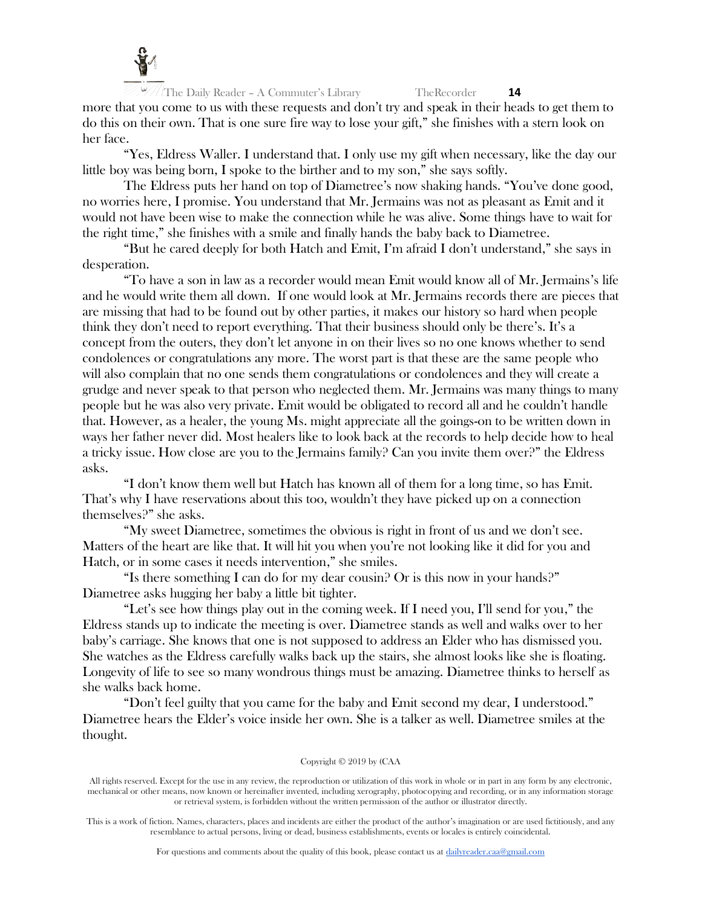more that you come to us with these requests and don't try and speak in their heads to get them to do this on their own. That is one sure fire way to lose your gift," she finishes with a stern look on her face.

"Yes, Eldress Waller. I understand that. I only use my gift when necessary, like the day our little boy was being born, I spoke to the birther and to my son," she says softly.

The Eldress puts her hand on top of Diametree's now shaking hands. "You've done good, no worries here, I promise. You understand that Mr. Jermains was not as pleasant as Emit and it would not have been wise to make the connection while he was alive. Some things have to wait for the right time," she finishes with a smile and finally hands the baby back to Diametree.

"But he cared deeply for both Hatch and Emit, I'm afraid I don't understand," she says in desperation.

"To have a son in law as a recorder would mean Emit would know all of Mr. Jermains's life and he would write them all down. If one would look at Mr. Jermains records there are pieces that are missing that had to be found out by other parties, it makes our history so hard when people think they don't need to report everything. That their business should only be there's. It's a concept from the outers, they don't let anyone in on their lives so no one knows whether to send condolences or congratulations any more. The worst part is that these are the same people who will also complain that no one sends them congratulations or condolences and they will create a grudge and never speak to that person who neglected them. Mr. Jermains was many things to many people but he was also very private. Emit would be obligated to record all and he couldn't handle that. However, as a healer, the young Ms. might appreciate all the goings-on to be written down in ways her father never did. Most healers like to look back at the records to help decide how to heal a tricky issue. How close are you to the Jermains family? Can you invite them over?" the Eldress asks.

"I don't know them well but Hatch has known all of them for a long time, so has Emit. That's why I have reservations about this too, wouldn't they have picked up on a connection themselves?" she asks.

"My sweet Diametree, sometimes the obvious is right in front of us and we don't see. Matters of the heart are like that. It will hit you when you're not looking like it did for you and Hatch, or in some cases it needs intervention," she smiles.

"Is there something I can do for my dear cousin? Or is this now in your hands?" Diametree asks hugging her baby a little bit tighter.

"Let's see how things play out in the coming week. If I need you, I'll send for you," the Eldress stands up to indicate the meeting is over. Diametree stands as well and walks over to her baby's carriage. She knows that one is not supposed to address an Elder who has dismissed you. She watches as the Eldress carefully walks back up the stairs, she almost looks like she is floating. Longevity of life to see so many wondrous things must be amazing. Diametree thinks to herself as she walks back home.

"Don't feel guilty that you came for the baby and Emit second my dear, I understood." Diametree hears the Elder's voice inside her own. She is a talker as well. Diametree smiles at the thought.

Copyright © 2019 by (CAA

All rights reserved. Except for the use in any review, the reproduction or utilization of this work in whole or in part in any form by any electronic, mechanical or other means, now known or hereinafter invented, including xerography, photocopying and recording, or in any information storage or retrieval system, is forbidden without the written permission of the author or illustrator directly.

This is a work of fiction. Names, characters, places and incidents are either the product of the author's imagination or are used fictitiously, and any resemblance to actual persons, living or dead, business establishments, events or locales is entirely coincidental.

For questions and comments about the quality of this book, please contact us at dailyreader.caa@gmail.com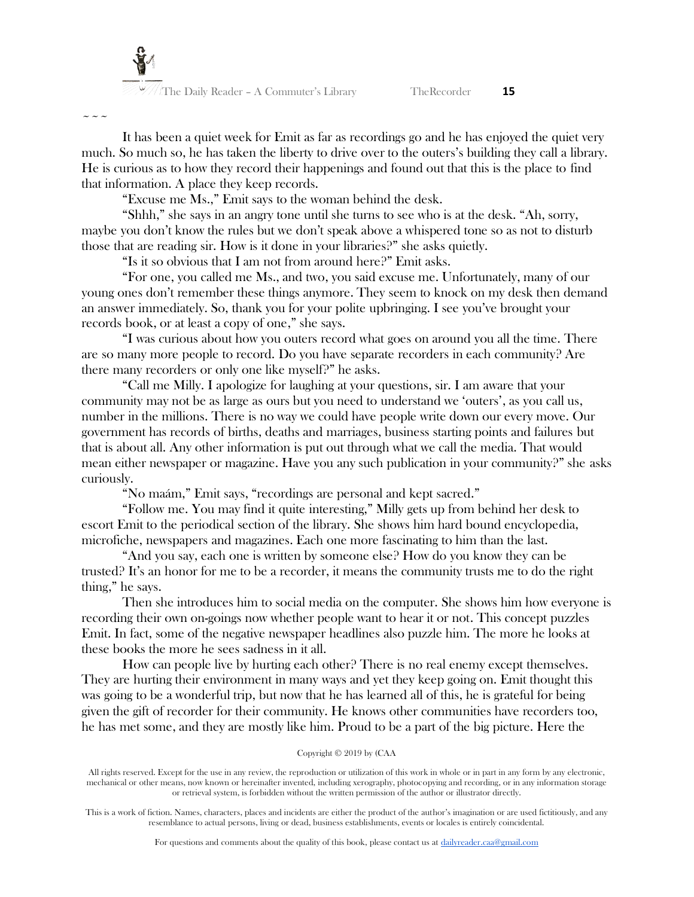~ ~ ~

It has been a quiet week for Emit as far as recordings go and he has enjoyed the quiet very much. So much so, he has taken the liberty to drive over to the outers's building they call a library. He is curious as to how they record their happenings and found out that this is the place to find that information. A place they keep records.

"Excuse me Ms.," Emit says to the woman behind the desk.

"Shhh," she says in an angry tone until she turns to see who is at the desk. "Ah, sorry, maybe you don't know the rules but we don't speak above a whispered tone so as not to disturb those that are reading sir. How is it done in your libraries?" she asks quietly.

"Is it so obvious that I am not from around here?" Emit asks.

"For one, you called me Ms., and two, you said excuse me. Unfortunately, many of our young ones don't remember these things anymore. They seem to knock on my desk then demand an answer immediately. So, thank you for your polite upbringing. I see you've brought your records book, or at least a copy of one," she says.

"I was curious about how you outers record what goes on around you all the time. There are so many more people to record. Do you have separate recorders in each community? Are there many recorders or only one like myself?" he asks.

"Call me Milly. I apologize for laughing at your questions, sir. I am aware that your community may not be as large as ours but you need to understand we 'outers', as you call us, number in the millions. There is no way we could have people write down our every move. Our government has records of births, deaths and marriages, business starting points and failures but that is about all. Any other information is put out through what we call the media. That would mean either newspaper or magazine. Have you any such publication in your community?" she asks curiously.

"No maám," Emit says, "recordings are personal and kept sacred."

"Follow me. You may find it quite interesting," Milly gets up from behind her desk to escort Emit to the periodical section of the library. She shows him hard bound encyclopedia, microfiche, newspapers and magazines. Each one more fascinating to him than the last.

"And you say, each one is written by someone else? How do you know they can be trusted? It's an honor for me to be a recorder, it means the community trusts me to do the right thing," he says.

Then she introduces him to social media on the computer. She shows him how everyone is recording their own on-goings now whether people want to hear it or not. This concept puzzles Emit. In fact, some of the negative newspaper headlines also puzzle him. The more he looks at these books the more he sees sadness in it all.

How can people live by hurting each other? There is no real enemy except themselves. They are hurting their environment in many ways and yet they keep going on. Emit thought this was going to be a wonderful trip, but now that he has learned all of this, he is grateful for being given the gift of recorder for their community. He knows other communities have recorders too, he has met some, and they are mostly like him. Proud to be a part of the big picture. Here the

Copyright © 2019 by (CAA

All rights reserved. Except for the use in any review, the reproduction or utilization of this work in whole or in part in any form by any electronic, mechanical or other means, now known or hereinafter invented, including xerography, photocopying and recording, or in any information storage or retrieval system, is forbidden without the written permission of the author or illustrator directly.

This is a work of fiction. Names, characters, places and incidents are either the product of the author's imagination or are used fictitiously, and any resemblance to actual persons, living or dead, business establishments, events or locales is entirely coincidental.

For questions and comments about the quality of this book, please contact us at dailyreader.caa@gmail.com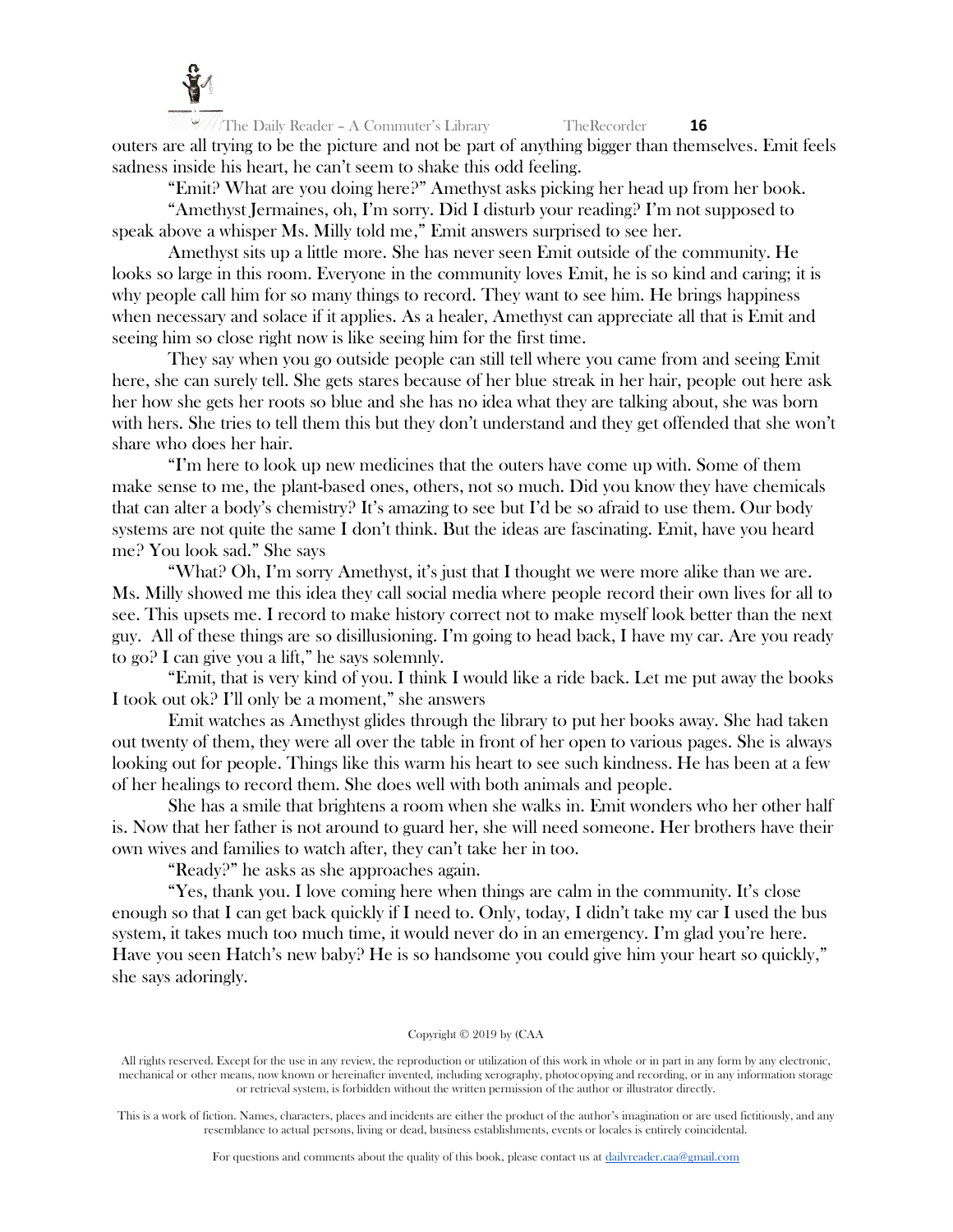outers are all trying to be the picture and not be part of anything bigger than themselves. Emit feels sadness inside his heart, he can't seem to shake this odd feeling.

"Emit? What are you doing here?" Amethyst asks picking her head up from her book.

"Amethyst Jermaines, oh, I'm sorry. Did I disturb your reading? I'm not supposed to speak above a whisper Ms. Milly told me," Emit answers surprised to see her.

Amethyst sits up a little more. She has never seen Emit outside of the community. He looks so large in this room. Everyone in the community loves Emit, he is so kind and caring; it is why people call him for so many things to record. They want to see him. He brings happiness when necessary and solace if it applies. As a healer, Amethyst can appreciate all that is Emit and seeing him so close right now is like seeing him for the first time.

They say when you go outside people can still tell where you came from and seeing Emit here, she can surely tell. She gets stares because of her blue streak in her hair, people out here ask her how she gets her roots so blue and she has no idea what they are talking about, she was born with hers. She tries to tell them this but they don't understand and they get offended that she won't share who does her hair.

"I'm here to look up new medicines that the outers have come up with. Some of them make sense to me, the plant-based ones, others, not so much. Did you know they have chemicals that can alter a body's chemistry? It's amazing to see but I'd be so afraid to use them. Our body systems are not quite the same I don't think. But the ideas are fascinating. Emit, have you heard me? You look sad." She says

"What? Oh, I'm sorry Amethyst, it's just that I thought we were more alike than we are. Ms. Milly showed me this idea they call social media where people record their own lives for all to see. This upsets me. I record to make history correct not to make myself look better than the next guy. All of these things are so disillusioning. I'm going to head back, I have my car. Are you ready to go? I can give you a lift," he says solemnly.

"Emit, that is very kind of you. I think I would like a ride back. Let me put away the books I took out ok? I'll only be a moment," she answers

Emit watches as Amethyst glides through the library to put her books away. She had taken out twenty of them, they were all over the table in front of her open to various pages. She is always looking out for people. Things like this warm his heart to see such kindness. He has been at a few of her healings to record them. She does well with both animals and people.

She has a smile that brightens a room when she walks in. Emit wonders who her other half is. Now that her father is not around to guard her, she will need someone. Her brothers have their own wives and families to watch after, they can't take her in too.

"Ready?" he asks as she approaches again.

"Yes, thank you. I love coming here when things are calm in the community. It's close enough so that I can get back quickly if I need to. Only, today, I didn't take my car I used the bus system, it takes much too much time, it would never do in an emergency. I'm glad you're here. Have you seen Hatch's new baby? He is so handsome you could give him your heart so quickly," she says adoringly.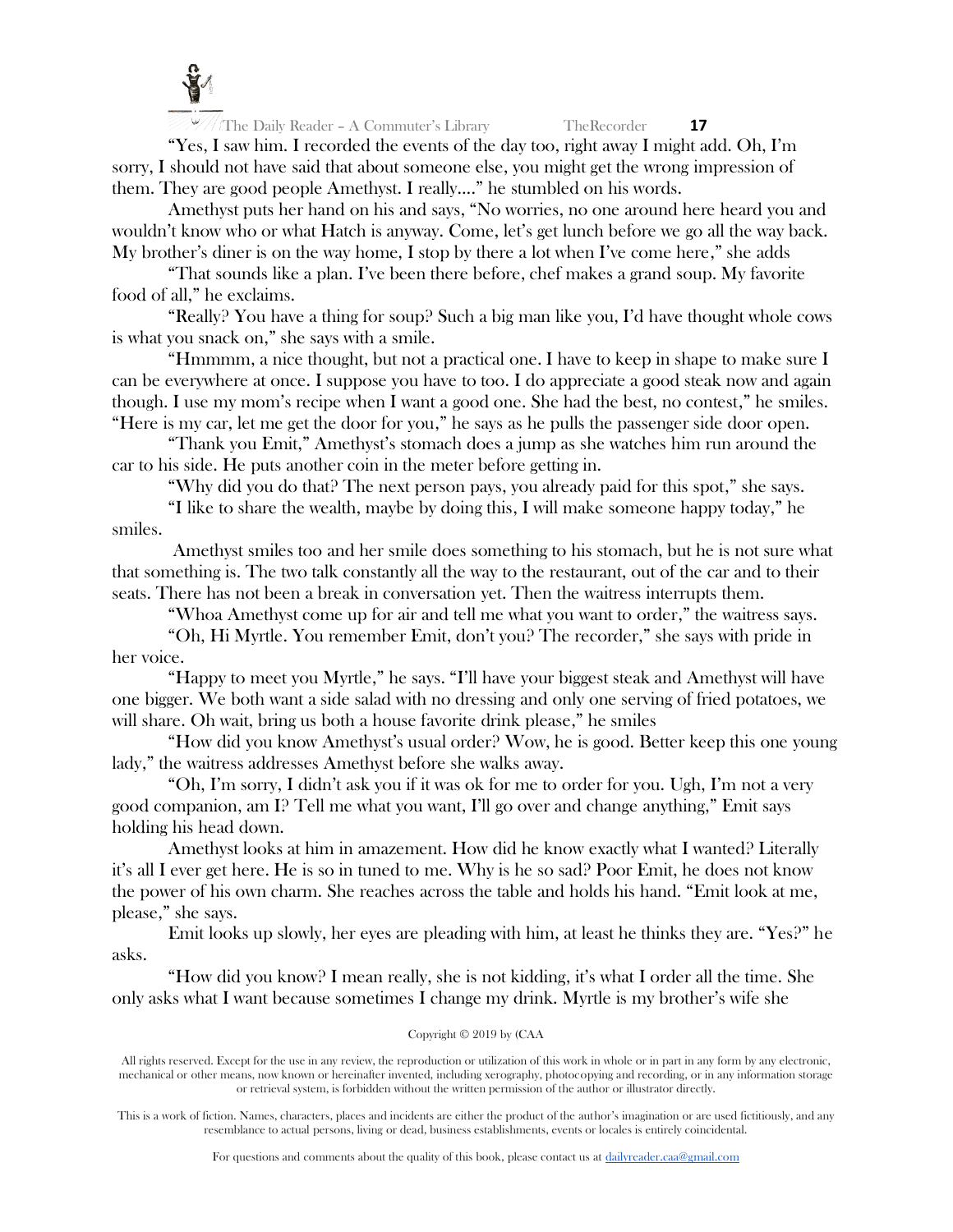"Yes, I saw him. I recorded the events of the day too, right away I might add. Oh, I'm sorry, I should not have said that about someone else, you might get the wrong impression of them. They are good people Amethyst. I really...." he stumbled on his words.

Amethyst puts her hand on his and says, "No worries, no one around here heard you and wouldn't know who or what Hatch is anyway. Come, let's get lunch before we go all the way back. My brother's diner is on the way home, I stop by there a lot when I've come here," she adds

"That sounds like a plan. I've been there before, chef makes a grand soup. My favorite food of all," he exclaims.

"Really? You have a thing for soup? Such a big man like you, I'd have thought whole cows is what you snack on," she says with a smile.

"Hmmmm, a nice thought, but not a practical one. I have to keep in shape to make sure I can be everywhere at once. I suppose you have to too. I do appreciate a good steak now and again though. I use my mom's recipe when I want a good one. She had the best, no contest," he smiles. "Here is my car, let me get the door for you," he says as he pulls the passenger side door open.

"Thank you Emit," Amethyst's stomach does a jump as she watches him run around the car to his side. He puts another coin in the meter before getting in.

"Why did you do that? The next person pays, you already paid for this spot," she says.

"I like to share the wealth, maybe by doing this, I will make someone happy today," he smiles.

Amethyst smiles too and her smile does something to his stomach, but he is not sure what that something is. The two talk constantly all the way to the restaurant, out of the car and to their seats. There has not been a break in conversation yet. Then the waitress interrupts them.

"Whoa Amethyst come up for air and tell me what you want to order," the waitress says.

"Oh, Hi Myrtle. You remember Emit, don't you? The recorder," she says with pride in her voice.

"Happy to meet you Myrtle," he says. "I'll have your biggest steak and Amethyst will have one bigger. We both want a side salad with no dressing and only one serving of fried potatoes, we will share. Oh wait, bring us both a house favorite drink please," he smiles

"How did you know Amethyst's usual order? Wow, he is good. Better keep this one young lady," the waitress addresses Amethyst before she walks away.

"Oh, I'm sorry, I didn't ask you if it was ok for me to order for you. Ugh, I'm not a very good companion, am I? Tell me what you want, I'll go over and change anything," Emit says holding his head down.

Amethyst looks at him in amazement. How did he know exactly what I wanted? Literally it's all I ever get here. He is so in tuned to me. Why is he so sad? Poor Emit, he does not know the power of his own charm. She reaches across the table and holds his hand. "Emit look at me, please," she says.

Emit looks up slowly, her eyes are pleading with him, at least he thinks they are. "Yes?" he asks.

"How did you know? I mean really, she is not kidding, it's what I order all the time. She only asks what I want because sometimes I change my drink. Myrtle is my brother's wife she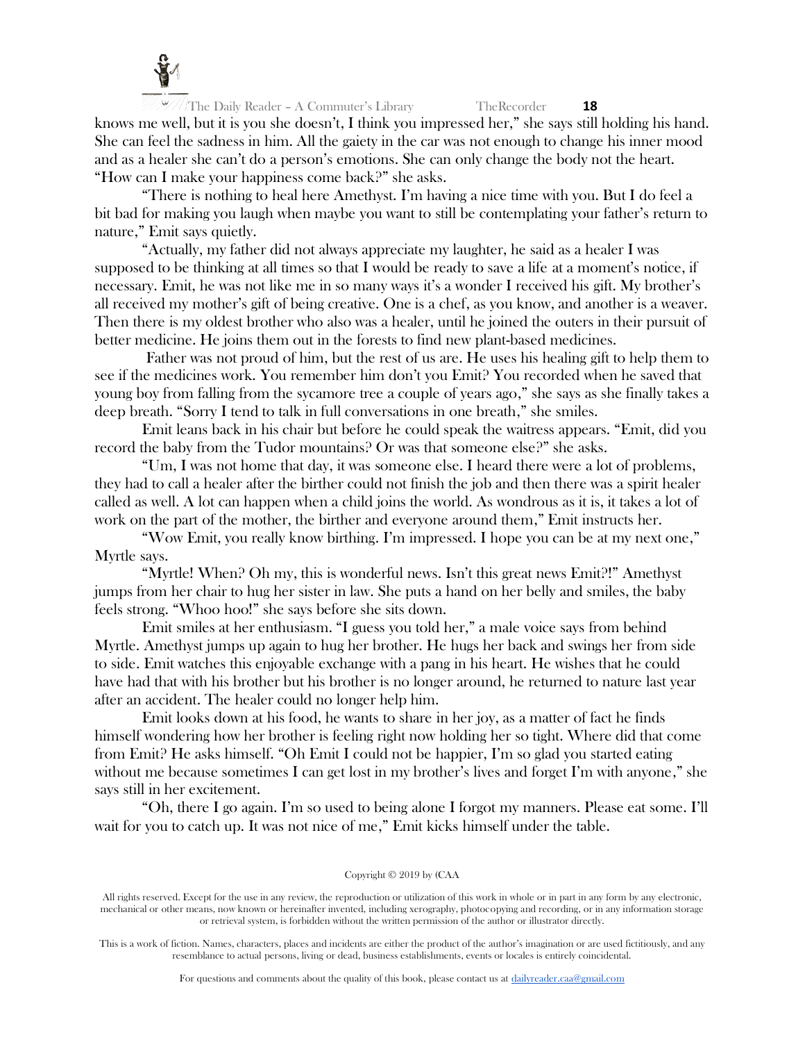knows me well, but it is you she doesn't, I think you impressed her," she says still holding his hand. She can feel the sadness in him. All the gaiety in the car was not enough to change his inner mood and as a healer she can't do a person's emotions. She can only change the body not the heart. "How can I make your happiness come back?" she asks.

"There is nothing to heal here Amethyst. I'm having a nice time with you. But I do feel a bit bad for making you laugh when maybe you want to still be contemplating your father's return to nature," Emit says quietly.

"Actually, my father did not always appreciate my laughter, he said as a healer I was supposed to be thinking at all times so that I would be ready to save a life at a moment's notice, if necessary. Emit, he was not like me in so many ways it's a wonder I received his gift. My brother's all received my mother's gift of being creative. One is a chef, as you know, and another is a weaver. Then there is my oldest brother who also was a healer, until he joined the outers in their pursuit of better medicine. He joins them out in the forests to find new plant-based medicines.

Father was not proud of him, but the rest of us are. He uses his healing gift to help them to see if the medicines work. You remember him don't you Emit? You recorded when he saved that young boy from falling from the sycamore tree a couple of years ago," she says as she finally takes a deep breath. "Sorry I tend to talk in full conversations in one breath," she smiles.

Emit leans back in his chair but before he could speak the waitress appears. "Emit, did you record the baby from the Tudor mountains? Or was that someone else?" she asks.

"Um, I was not home that day, it was someone else. I heard there were a lot of problems, they had to call a healer after the birther could not finish the job and then there was a spirit healer called as well. A lot can happen when a child joins the world. As wondrous as it is, it takes a lot of work on the part of the mother, the birther and everyone around them," Emit instructs her.

"Wow Emit, you really know birthing. I'm impressed. I hope you can be at my next one," Myrtle says.

"Myrtle! When? Oh my, this is wonderful news. Isn't this great news Emit?!" Amethyst jumps from her chair to hug her sister in law. She puts a hand on her belly and smiles, the baby feels strong. "Whoo hoo!" she says before she sits down.

Emit smiles at her enthusiasm. "I guess you told her," a male voice says from behind Myrtle. Amethyst jumps up again to hug her brother. He hugs her back and swings her from side to side. Emit watches this enjoyable exchange with a pang in his heart. He wishes that he could have had that with his brother but his brother is no longer around, he returned to nature last year after an accident. The healer could no longer help him.

Emit looks down at his food, he wants to share in her joy, as a matter of fact he finds himself wondering how her brother is feeling right now holding her so tight. Where did that come from Emit? He asks himself. "Oh Emit I could not be happier, I'm so glad you started eating without me because sometimes I can get lost in my brother's lives and forget I'm with anyone," she says still in her excitement.

"Oh, there I go again. I'm so used to being alone I forgot my manners. Please eat some. I'll wait for you to catch up. It was not nice of me," Emit kicks himself under the table.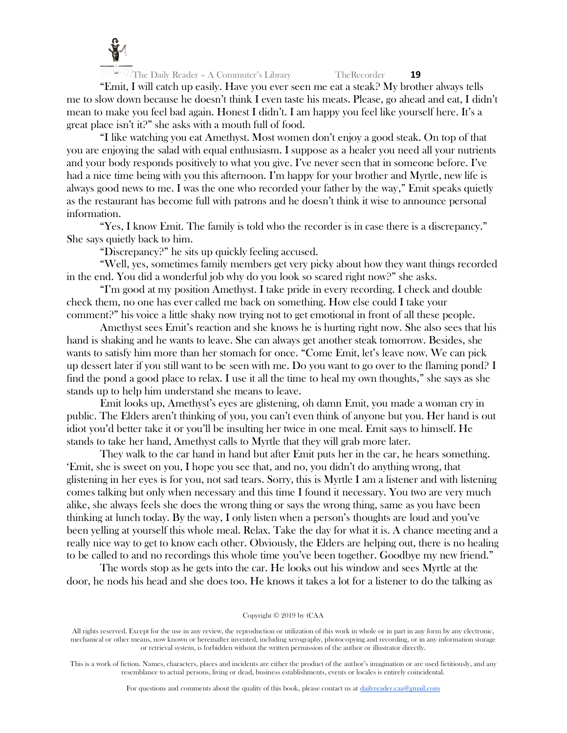"Emit, I will catch up easily. Have you ever seen me eat a steak? My brother always tells me to slow down because he doesn't think I even taste his meats. Please, go ahead and eat, I didn't mean to make you feel bad again. Honest I didn't. I am happy you feel like yourself here. It's a great place isn't it?" she asks with a mouth full of food.

"I like watching you eat Amethyst. Most women don't enjoy a good steak. On top of that you are enjoying the salad with equal enthusiasm. I suppose as a healer you need all your nutrients and your body responds positively to what you give. I've never seen that in someone before. I've had a nice time being with you this afternoon. I'm happy for your brother and Myrtle, new life is always good news to me. I was the one who recorded your father by the way," Emit speaks quietly as the restaurant has become full with patrons and he doesn't think it wise to announce personal information.

"Yes, I know Emit. The family is told who the recorder is in case there is a discrepancy." She says quietly back to him.

"Discrepancy?" he sits up quickly feeling accused.

"Well, yes, sometimes family members get very picky about how they want things recorded in the end. You did a wonderful job why do you look so scared right now?" she asks.

"I'm good at my position Amethyst. I take pride in every recording. I check and double check them, no one has ever called me back on something. How else could I take your comment?" his voice a little shaky now trying not to get emotional in front of all these people.

Amethyst sees Emit's reaction and she knows he is hurting right now. She also sees that his hand is shaking and he wants to leave. She can always get another steak tomorrow. Besides, she wants to satisfy him more than her stomach for once. "Come Emit, let's leave now. We can pick up dessert later if you still want to be seen with me. Do you want to go over to the flaming pond? I find the pond a good place to relax. I use it all the time to heal my own thoughts," she says as she stands up to help him understand she means to leave.

Emit looks up, Amethyst's eyes are glistening, oh damn Emit, you made a woman cry in public. The Elders aren't thinking of you, you can't even think of anyone but you. Her hand is out idiot you'd better take it or you'll be insulting her twice in one meal. Emit says to himself. He stands to take her hand, Amethyst calls to Myrtle that they will grab more later.

They walk to the car hand in hand but after Emit puts her in the car, he hears something. 'Emit, she is sweet on you, I hope you see that, and no, you didn't do anything wrong, that glistening in her eyes is for you, not sad tears. Sorry, this is Myrtle I am a listener and with listening comes talking but only when necessary and this time I found it necessary. You two are very much alike, she always feels she does the wrong thing or says the wrong thing, same as you have been thinking at lunch today. By the way, I only listen when a person's thoughts are loud and you've been yelling at yourself this whole meal. Relax. Take the day for what it is. A chance meeting and a really nice way to get to know each other. Obviously, the Elders are helping out, there is no healing to be called to and no recordings this whole time you've been together. Goodbye my new friend."

The words stop as he gets into the car. He looks out his window and sees Myrtle at the door, he nods his head and she does too. He knows it takes a lot for a listener to do the talking as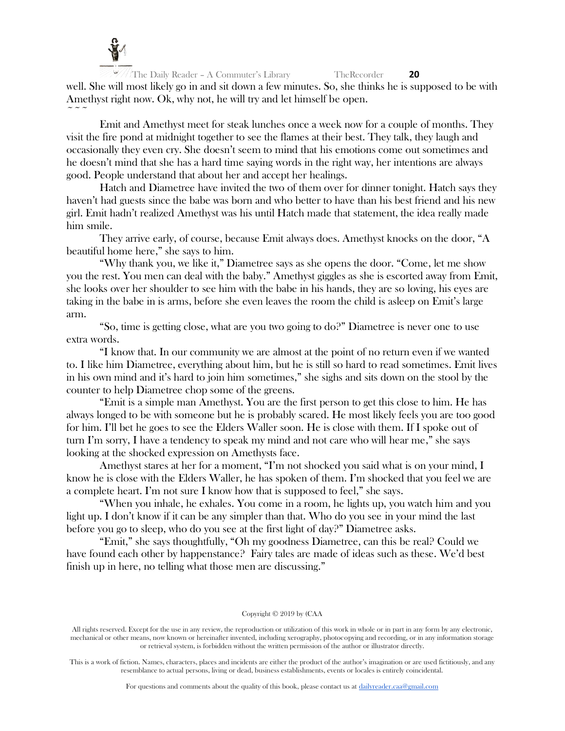well. She will most likely go in and sit down a few minutes. So, she thinks he is supposed to be with Amethyst right now. Ok, why not, he will try and let himself be open.

~ ~ ~

Emit and Amethyst meet for steak lunches once a week now for a couple of months. They visit the fire pond at midnight together to see the flames at their best. They talk, they laugh and occasionally they even cry. She doesn't seem to mind that his emotions come out sometimes and he doesn't mind that she has a hard time saying words in the right way, her intentions are always good. People understand that about her and accept her healings.

Hatch and Diametree have invited the two of them over for dinner tonight. Hatch says they haven't had guests since the babe was born and who better to have than his best friend and his new girl. Emit hadn't realized Amethyst was his until Hatch made that statement, the idea really made him smile.

They arrive early, of course, because Emit always does. Amethyst knocks on the door, "A beautiful home here," she says to him.

"Why thank you, we like it," Diametree says as she opens the door. "Come, let me show you the rest. You men can deal with the baby." Amethyst giggles as she is escorted away from Emit, she looks over her shoulder to see him with the babe in his hands, they are so loving, his eyes are taking in the babe in is arms, before she even leaves the room the child is asleep on Emit's large arm.

"So, time is getting close, what are you two going to do?" Diametree is never one to use extra words.

"I know that. In our community we are almost at the point of no return even if we wanted to. I like him Diametree, everything about him, but he is still so hard to read sometimes. Emit lives in his own mind and it's hard to join him sometimes," she sighs and sits down on the stool by the counter to help Diametree chop some of the greens.

"Emit is a simple man Amethyst. You are the first person to get this close to him. He has always longed to be with someone but he is probably scared. He most likely feels you are too good for him. I'll bet he goes to see the Elders Waller soon. He is close with them. If I spoke out of turn I'm sorry, I have a tendency to speak my mind and not care who will hear me," she says looking at the shocked expression on Amethysts face.

Amethyst stares at her for a moment, "I'm not shocked you said what is on your mind, I know he is close with the Elders Waller, he has spoken of them. I'm shocked that you feel we are a complete heart. I'm not sure I know how that is supposed to feel," she says.

"When you inhale, he exhales. You come in a room, he lights up, you watch him and you light up. I don't know if it can be any simpler than that. Who do you see in your mind the last before you go to sleep, who do you see at the first light of day?" Diametree asks.

"Emit," she says thoughtfully, "Oh my goodness Diametree, can this be real? Could we have found each other by happenstance? Fairy tales are made of ideas such as these. We'd best finish up in here, no telling what those men are discussing."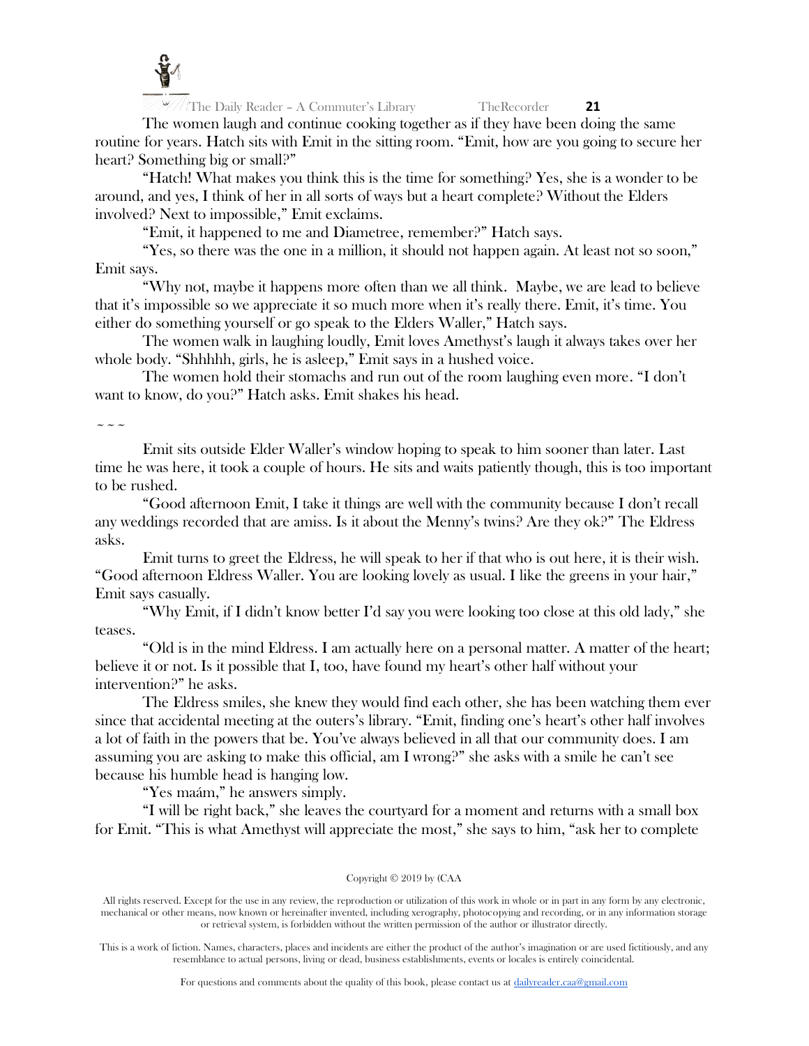The women laugh and continue cooking together as if they have been doing the same routine for years. Hatch sits with Emit in the sitting room. "Emit, how are you going to secure her heart? Something big or small?"

"Hatch! What makes you think this is the time for something? Yes, she is a wonder to be around, and yes, I think of her in all sorts of ways but a heart complete? Without the Elders involved? Next to impossible," Emit exclaims.

"Emit, it happened to me and Diametree, remember?" Hatch says.

"Yes, so there was the one in a million, it should not happen again. At least not so soon," Emit says.

"Why not, maybe it happens more often than we all think. Maybe, we are lead to believe that it's impossible so we appreciate it so much more when it's really there. Emit, it's time. You either do something yourself or go speak to the Elders Waller," Hatch says.

The women walk in laughing loudly, Emit loves Amethyst's laugh it always takes over her whole body. "Shhhhh, girls, he is asleep," Emit says in a hushed voice.

The women hold their stomachs and run out of the room laughing even more. "I don't want to know, do you?" Hatch asks. Emit shakes his head.

~ ~ ~

Emit sits outside Elder Waller's window hoping to speak to him sooner than later. Last time he was here, it took a couple of hours. He sits and waits patiently though, this is too important to be rushed.

"Good afternoon Emit, I take it things are well with the community because I don't recall any weddings recorded that are amiss. Is it about the Menny's twins? Are they ok?" The Eldress asks.

Emit turns to greet the Eldress, he will speak to her if that who is out here, it is their wish. "Good afternoon Eldress Waller. You are looking lovely as usual. I like the greens in your hair," Emit says casually.

"Why Emit, if I didn't know better I'd say you were looking too close at this old lady," she teases.

"Old is in the mind Eldress. I am actually here on a personal matter. A matter of the heart; believe it or not. Is it possible that I, too, have found my heart's other half without your intervention?" he asks.

The Eldress smiles, she knew they would find each other, she has been watching them ever since that accidental meeting at the outers's library. "Emit, finding one's heart's other half involves a lot of faith in the powers that be. You've always believed in all that our community does. I am assuming you are asking to make this official, am I wrong?" she asks with a smile he can't see because his humble head is hanging low.

"Yes maám," he answers simply.

"I will be right back," she leaves the courtyard for a moment and returns with a small box for Emit. "This is what Amethyst will appreciate the most," she says to him, "ask her to complete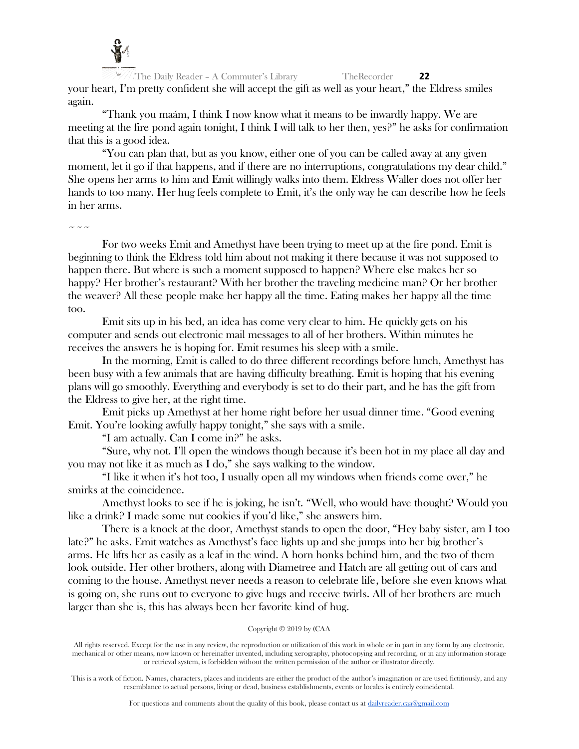your heart, I'm pretty confident she will accept the gift as well as your heart," the Eldress smiles again.

"Thank you maám, I think I now know what it means to be inwardly happy. We are meeting at the fire pond again tonight, I think I will talk to her then, yes?" he asks for confirmation that this is a good idea.

"You can plan that, but as you know, either one of you can be called away at any given moment, let it go if that happens, and if there are no interruptions, congratulations my dear child." She opens her arms to him and Emit willingly walks into them. Eldress Waller does not offer her hands to too many. Her hug feels complete to Emit, it's the only way he can describe how he feels in her arms.

~ ~ ~

For two weeks Emit and Amethyst have been trying to meet up at the fire pond. Emit is beginning to think the Eldress told him about not making it there because it was not supposed to happen there. But where is such a moment supposed to happen? Where else makes her so happy? Her brother's restaurant? With her brother the traveling medicine man? Or her brother the weaver? All these people make her happy all the time. Eating makes her happy all the time too.

Emit sits up in his bed, an idea has come very clear to him. He quickly gets on his computer and sends out electronic mail messages to all of her brothers. Within minutes he receives the answers he is hoping for. Emit resumes his sleep with a smile.

In the morning, Emit is called to do three different recordings before lunch, Amethyst has been busy with a few animals that are having difficulty breathing. Emit is hoping that his evening plans will go smoothly. Everything and everybody is set to do their part, and he has the gift from the Eldress to give her, at the right time.

Emit picks up Amethyst at her home right before her usual dinner time. "Good evening Emit. You're looking awfully happy tonight," she says with a smile.

"I am actually. Can I come in?" he asks.

"Sure, why not. I'll open the windows though because it's been hot in my place all day and you may not like it as much as I do," she says walking to the window.

"I like it when it's hot too, I usually open all my windows when friends come over," he smirks at the coincidence.

Amethyst looks to see if he is joking, he isn't. "Well, who would have thought? Would you like a drink? I made some nut cookies if you'd like," she answers him.

There is a knock at the door, Amethyst stands to open the door, "Hey baby sister, am I too late?" he asks. Emit watches as Amethyst's face lights up and she jumps into her big brother's arms. He lifts her as easily as a leaf in the wind. A horn honks behind him, and the two of them look outside. Her other brothers, along with Diametree and Hatch are all getting out of cars and coming to the house. Amethyst never needs a reason to celebrate life, before she even knows what is going on, she runs out to everyone to give hugs and receive twirls. All of her brothers are much larger than she is, this has always been her favorite kind of hug.

Copyright © 2019 by (CAA

All rights reserved. Except for the use in any review, the reproduction or utilization of this work in whole or in part in any form by any electronic, mechanical or other means, now known or hereinafter invented, including xerography, photocopying and recording, or in any information storage or retrieval system, is forbidden without the written permission of the author or illustrator directly.

This is a work of fiction. Names, characters, places and incidents are either the product of the author's imagination or are used fictitiously, and any resemblance to actual persons, living or dead, business establishments, events or locales is entirely coincidental.

For questions and comments about the quality of this book, please contact us at dailyreader.caa@gmail.com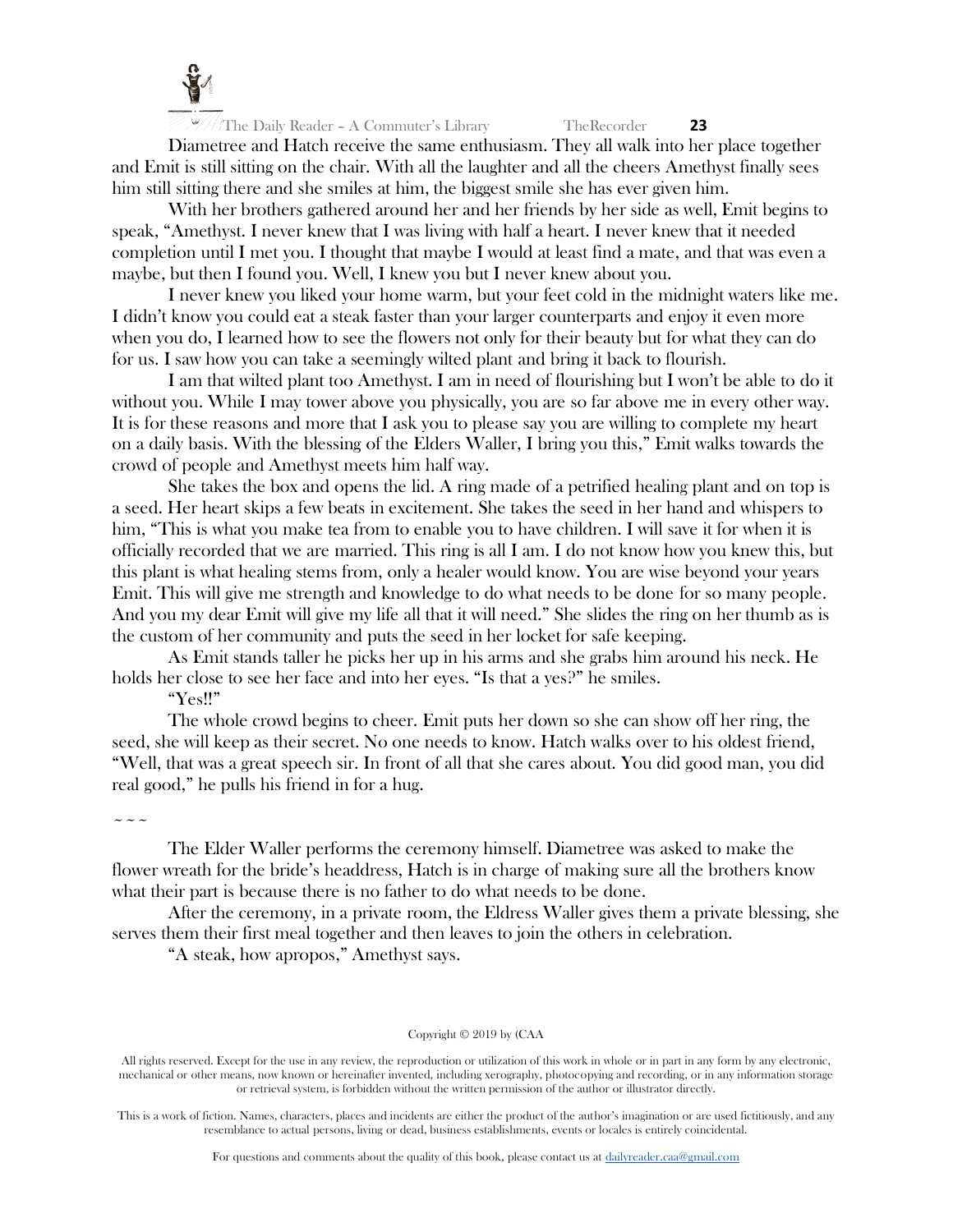Diametree and Hatch receive the same enthusiasm. They all walk into her place together and Emit is still sitting on the chair. With all the laughter and all the cheers Amethyst finally sees him still sitting there and she smiles at him, the biggest smile she has ever given him.

With her brothers gathered around her and her friends by her side as well, Emit begins to speak, "Amethyst. I never knew that I was living with half a heart. I never knew that it needed completion until I met you. I thought that maybe I would at least find a mate, and that was even a maybe, but then I found you. Well, I knew you but I never knew about you.

I never knew you liked your home warm, but your feet cold in the midnight waters like me. I didn't know you could eat a steak faster than your larger counterparts and enjoy it even more when you do, I learned how to see the flowers not only for their beauty but for what they can do for us. I saw how you can take a seemingly wilted plant and bring it back to flourish.

I am that wilted plant too Amethyst. I am in need of flourishing but I won't be able to do it without you. While I may tower above you physically, you are so far above me in every other way. It is for these reasons and more that I ask you to please say you are willing to complete my heart on a daily basis. With the blessing of the Elders Waller, I bring you this," Emit walks towards the crowd of people and Amethyst meets him half way.

She takes the box and opens the lid. A ring made of a petrified healing plant and on top is a seed. Her heart skips a few beats in excitement. She takes the seed in her hand and whispers to him, "This is what you make tea from to enable you to have children. I will save it for when it is officially recorded that we are married. This ring is all I am. I do not know how you knew this, but this plant is what healing stems from, only a healer would know. You are wise beyond your years Emit. This will give me strength and knowledge to do what needs to be done for so many people. And you my dear Emit will give my life all that it will need." She slides the ring on her thumb as is the custom of her community and puts the seed in her locket for safe keeping.

As Emit stands taller he picks her up in his arms and she grabs him around his neck. He holds her close to see her face and into her eyes. "Is that a yes?" he smiles.

"Yes!!"

The whole crowd begins to cheer. Emit puts her down so she can show off her ring, the seed, she will keep as their secret. No one needs to know. Hatch walks over to his oldest friend, "Well, that was a great speech sir. In front of all that she cares about. You did good man, you did real good," he pulls his friend in for a hug.

~ ~ ~

The Elder Waller performs the ceremony himself. Diametree was asked to make the flower wreath for the bride's headdress, Hatch is in charge of making sure all the brothers know what their part is because there is no father to do what needs to be done.

After the ceremony, in a private room, the Eldress Waller gives them a private blessing, she serves them their first meal together and then leaves to join the others in celebration.

"A steak, how apropos," Amethyst says.

Copyright © 2019 by (CAA

All rights reserved. Except for the use in any review, the reproduction or utilization of this work in whole or in part in any form by any electronic, mechanical or other means, now known or hereinafter invented, including xerography, photocopying and recording, or in any information storage or retrieval system, is forbidden without the written permission of the author or illustrator directly.

This is a work of fiction. Names, characters, places and incidents are either the product of the author's imagination or are used fictitiously, and any resemblance to actual persons, living or dead, business establishments, events or locales is entirely coincidental.

For questions and comments about the quality of this book, please contact us at dailyreader.caa@gmail.com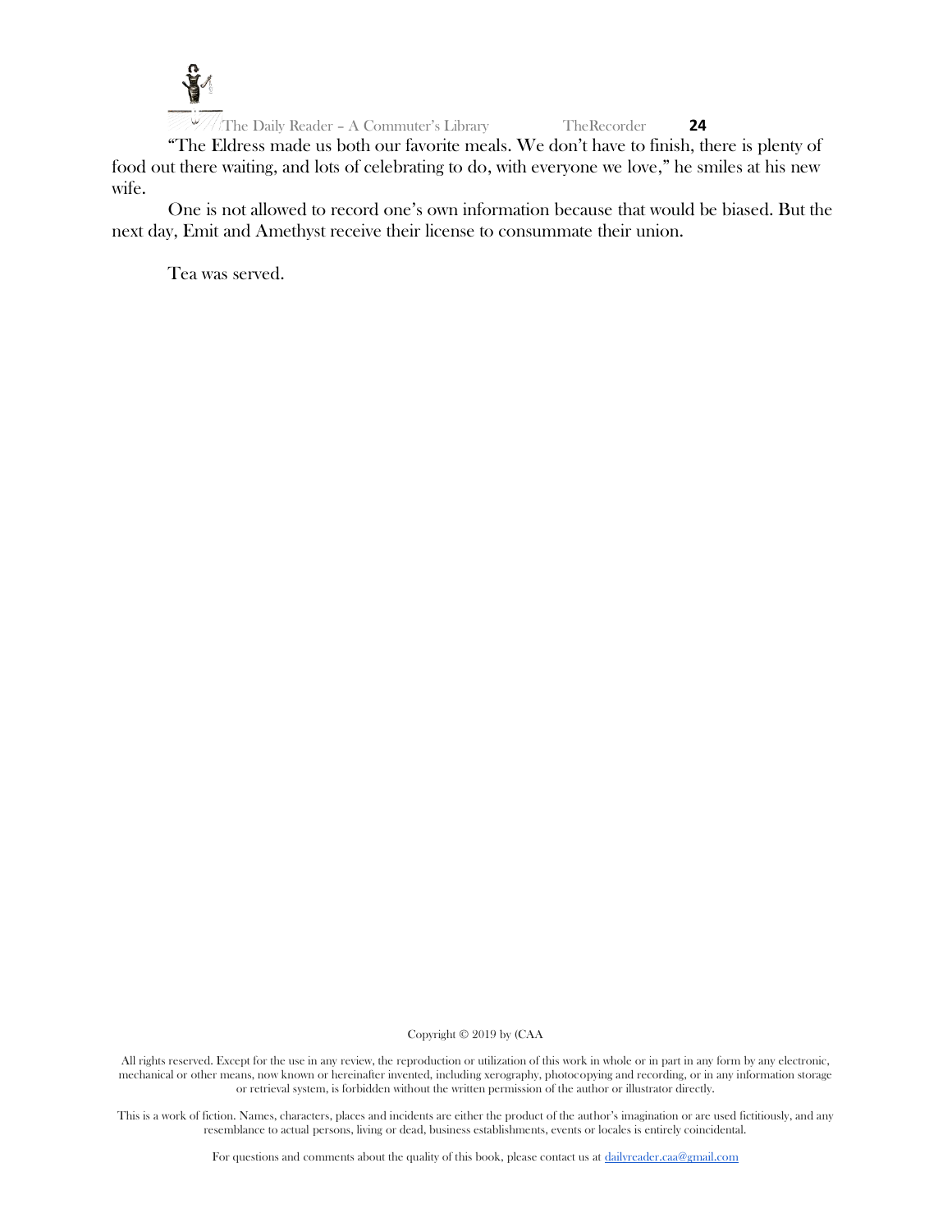"The Eldress made us both our favorite meals. We don't have to finish, there is plenty of food out there waiting, and lots of celebrating to do, with everyone we love," he smiles at his new wife.

One is not allowed to record one's own information because that would be biased. But the next day, Emit and Amethyst receive their license to consummate their union.

Tea was served.

Copyright © 2019 by (CAA

All rights reserved. Except for the use in any review, the reproduction or utilization of this work in whole or in part in any form by any electronic, mechanical or other means, now known or hereinafter invented, including xerography, photocopying and recording, or in any information storage or retrieval system, is forbidden without the written permission of the author or illustrator directly.

This is a work of fiction. Names, characters, places and incidents are either the product of the author's imagination or are used fictitiously, and any resemblance to actual persons, living or dead, business establishments, events or locales is entirely coincidental.

For questions and comments about the quality of this book, please contact us at dailyreader.caa@gmail.com